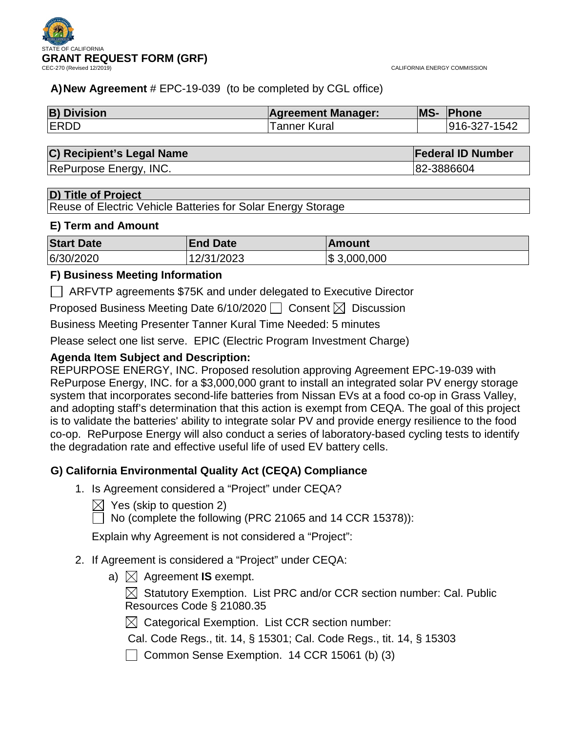STATE OF CALIFORNIA

# GRANT REQUEST FORM (GRF)

CEC-270 (Revised 12/2019)

CALIFORNIA ENERGY COMMISSION

**A) New Agreement** # EPC-19-039 (to be completed by CGL office)

| B) Division | Agreement Manager: | MS- | Phone |
|---|---|---|---|
| ERDD | Tanner Kural | | 916-327-1542 |

| C) Recipient's Legal Name | Federal ID Number |
|---|---|
| RePurpose Energy, INC. | 82-3886604 |

| D) Title of Project |
|---|
| Reuse of Electric Vehicle Batteries for Solar Energy Storage |

### E) Term and Amount

| Start Date | End Date | Amount |
|---|---|---|
| 6/30/2020 | 12/31/2023 | $ 3,000,000 |

### F) Business Meeting Information

☐ ARFVTP agreements $75K and under delegated to Executive Director

Proposed Business Meeting Date 6/10/2020 ☐ Consent ☒ Discussion

Business Meeting Presenter Tanner Kural Time Needed: 5 minutes

Please select one list serve. EPIC (Electric Program Investment Charge)

**Agenda Item Subject and Description:**

REPURPOSE ENERGY, INC. Proposed resolution approving Agreement EPC-19-039 with RePurpose Energy, INC. for a $3,000,000 grant to install an integrated solar PV energy storage system that incorporates second-life batteries from Nissan EVs at a food co-op in Grass Valley, and adopting staff's determination that this action is exempt from CEQA. The goal of this project is to validate the batteries' ability to integrate solar PV and provide energy resilience to the food co-op. RePurpose Energy will also conduct a series of laboratory-based cycling tests to identify the degradation rate and effective useful life of used EV battery cells.

### G) California Environmental Quality Act (CEQA) Compliance

1. Is Agreement considered a "Project" under CEQA?

   ☒ Yes (skip to question 2)

   ☐ No (complete the following (PRC 21065 and 14 CCR 15378)):

   Explain why Agreement is not considered a "Project":

2. If Agreement is considered a "Project" under CEQA:

   a) ☒ Agreement **IS** exempt.

      ☒ Statutory Exemption. List PRC and/or CCR section number: Cal. Public Resources Code § 21080.35

      ☒ Categorical Exemption. List CCR section number:

      Cal. Code Regs., tit. 14, § 15301; Cal. Code Regs., tit. 14, § 15303

      ☐ Common Sense Exemption. 14 CCR 15061 (b) (3)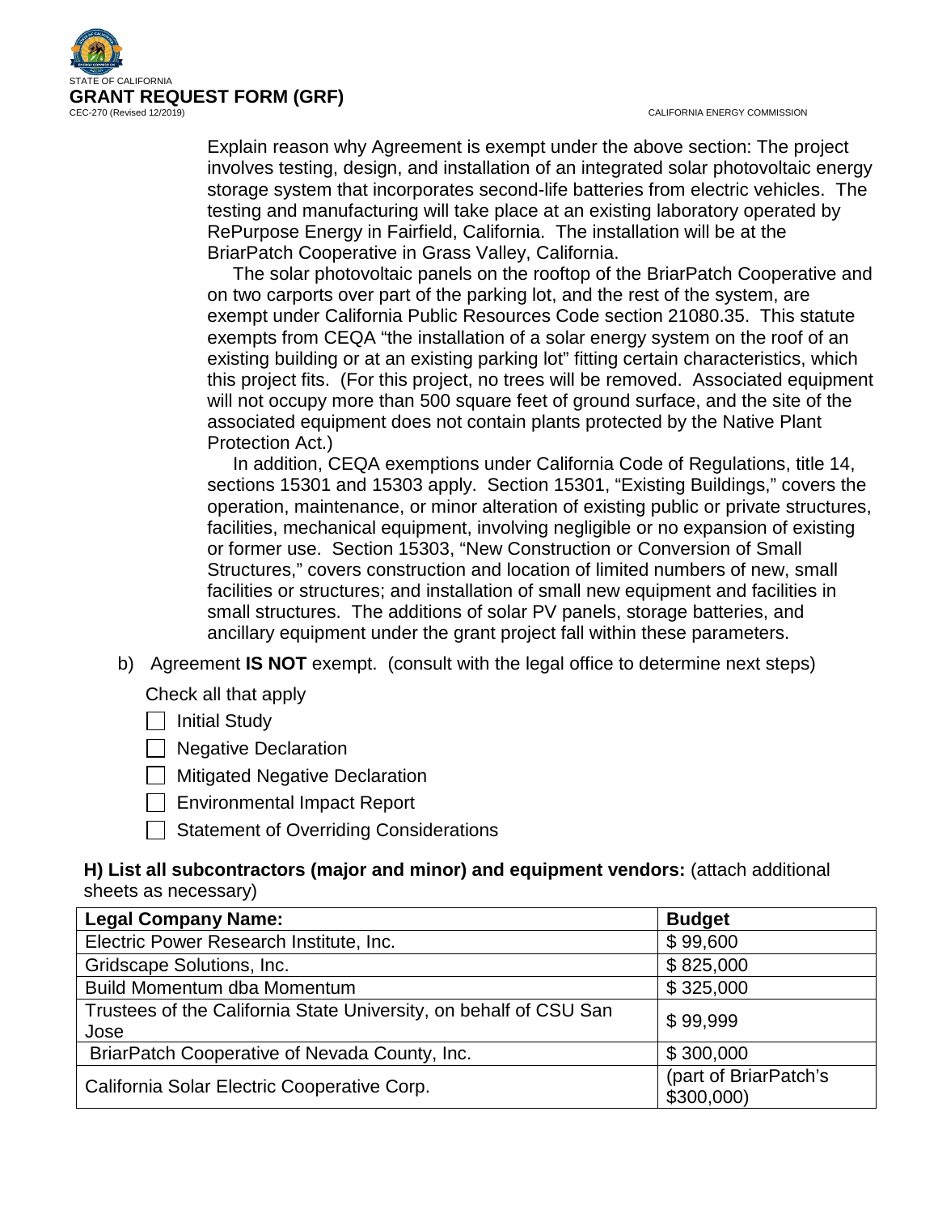Explain reason why Agreement is exempt under the above section: The project involves testing, design, and installation of an integrated solar photovoltaic energy storage system that incorporates second-life batteries from electric vehicles. The testing and manufacturing will take place at an existing laboratory operated by RePurpose Energy in Fairfield, California. The installation will be at the BriarPatch Cooperative in Grass Valley, California.

The solar photovoltaic panels on the rooftop of the BriarPatch Cooperative and on two carports over part of the parking lot, and the rest of the system, are exempt under California Public Resources Code section 21080.35. This statute exempts from CEQA "the installation of a solar energy system on the roof of an existing building or at an existing parking lot" fitting certain characteristics, which this project fits. (For this project, no trees will be removed. Associated equipment will not occupy more than 500 square feet of ground surface, and the site of the associated equipment does not contain plants protected by the Native Plant Protection Act.)

In addition, CEQA exemptions under California Code of Regulations, title 14, sections 15301 and 15303 apply. Section 15301, "Existing Buildings," covers the operation, maintenance, or minor alteration of existing public or private structures, facilities, mechanical equipment, involving negligible or no expansion of existing or former use. Section 15303, "New Construction or Conversion of Small Structures," covers construction and location of limited numbers of new, small facilities or structures; and installation of small new equipment and facilities in small structures. The additions of solar PV panels, storage batteries, and ancillary equipment under the grant project fall within these parameters.

b) Agreement **IS NOT** exempt. (consult with the legal office to determine next steps)

Check all that apply

- [ ] Initial Study
- [ ] Negative Declaration
- [ ] Mitigated Negative Declaration
- [ ] Environmental Impact Report
- [ ] Statement of Overriding Considerations

**H) List all subcontractors (major and minor) and equipment vendors:** (attach additional sheets as necessary)

| Legal Company Name: | Budget |
|---|---|
| Electric Power Research Institute, Inc. | $ 99,600 |
| Gridscape Solutions, Inc. | $ 825,000 |
| Build Momentum dba Momentum | $ 325,000 |
| Trustees of the California State University, on behalf of CSU San Jose | $ 99,999 |
| BriarPatch Cooperative of Nevada County, Inc. | $ 300,000 |
| California Solar Electric Cooperative Corp. | (part of BriarPatch's $300,000) |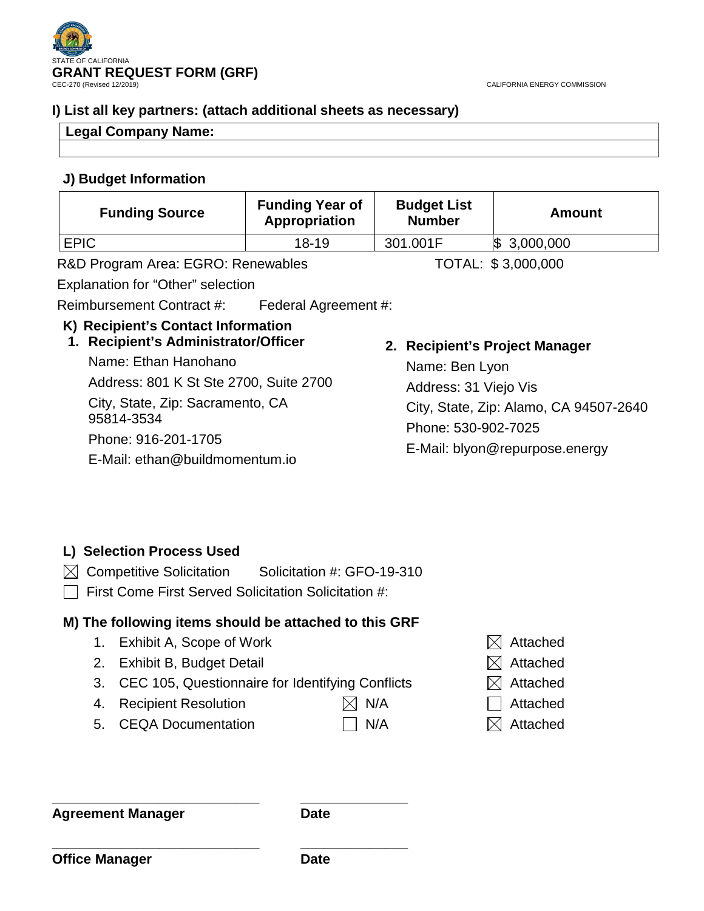STATE OF CALIFORNIA

**GRANT REQUEST FORM (GRF)**

CEC-270 (Revised 12/2019)

CALIFORNIA ENERGY COMMISSION

### I) List all key partners: (attach additional sheets as necessary)

| Legal Company Name: |
|---|
| |

### J) Budget Information

| Funding Source | Funding Year of Appropriation | Budget List Number | Amount |
|---|---|---|---|
| EPIC | 18-19 | 301.001F | $ 3,000,000 |

R&D Program Area: EGRO: Renewables

TOTAL: $ 3,000,000

Explanation for "Other" selection

Reimbursement Contract #: Federal Agreement #:

### K) Recipient's Contact Information

**1. Recipient's Administrator/Officer**

Name: Ethan Hanohano

Address: 801 K St Ste 2700, Suite 2700

City, State, Zip: Sacramento, CA 95814-3534

Phone: 916-201-1705

E-Mail: ethan@buildmomentum.io

**2. Recipient's Project Manager**

Name: Ben Lyon

Address: 31 Viejo Vis

City, State, Zip: Alamo, CA 94507-2640

Phone: 530-902-7025

E-Mail: blyon@repurpose.energy

### L) Selection Process Used

☒ Competitive Solicitation Solicitation #: GFO-19-310

☐ First Come First Served Solicitation Solicitation #:

### M) The following items should be attached to this GRF

1. Exhibit A, Scope of Work ☒ Attached
2. Exhibit B, Budget Detail ☒ Attached
3. CEC 105, Questionnaire for Identifying Conflicts ☒ Attached
4. Recipient Resolution ☒ N/A ☐ Attached
5. CEQA Documentation ☐ N/A ☒ Attached

_____________________________ _______________

**Agreement Manager** **Date**

_____________________________ _______________

**Office Manager** **Date**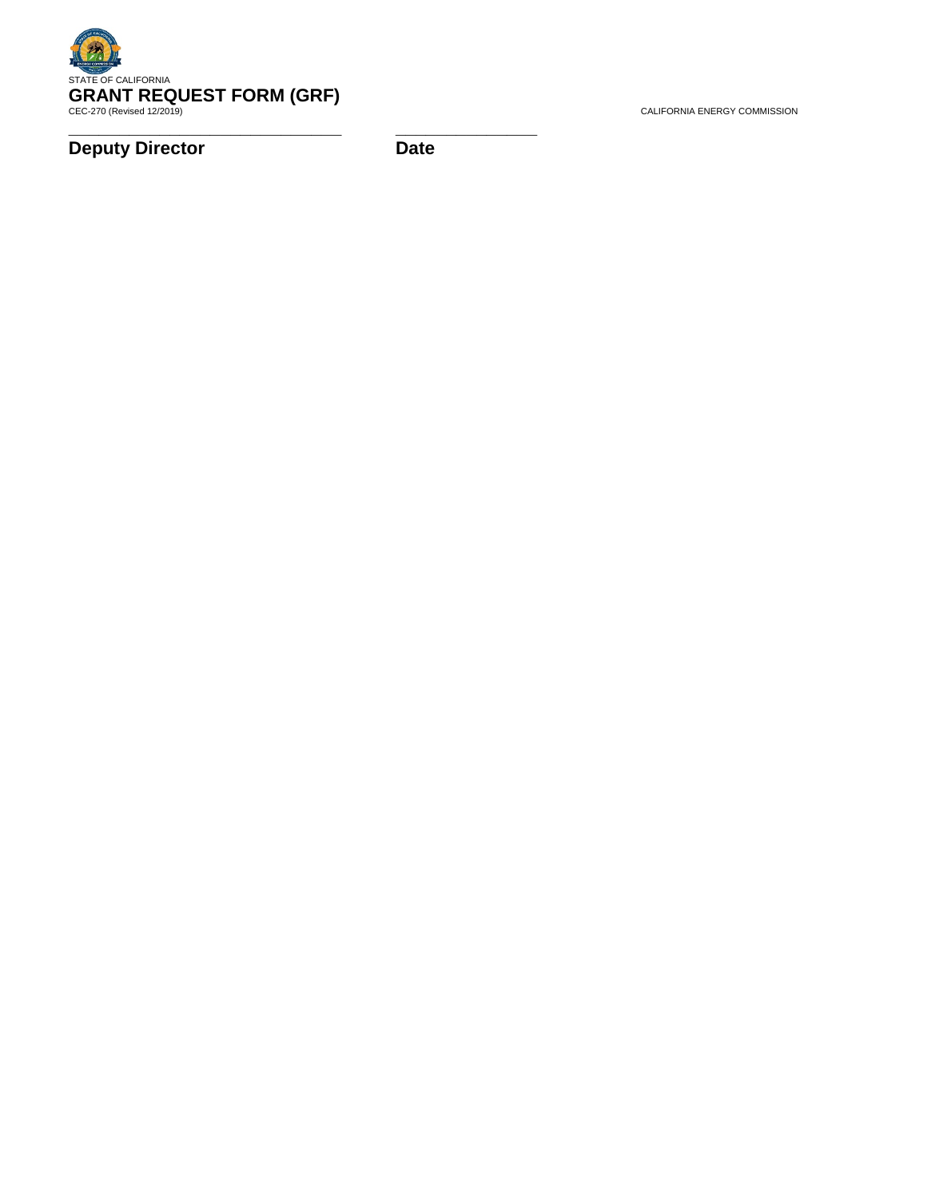STATE OF CALIFORNIA

**GRANT REQUEST FORM (GRF)**

CEC-270 (Revised 12/2019)

CALIFORNIA ENERGY COMMISSION

_________________________________ _________________

**Deputy Director** **Date**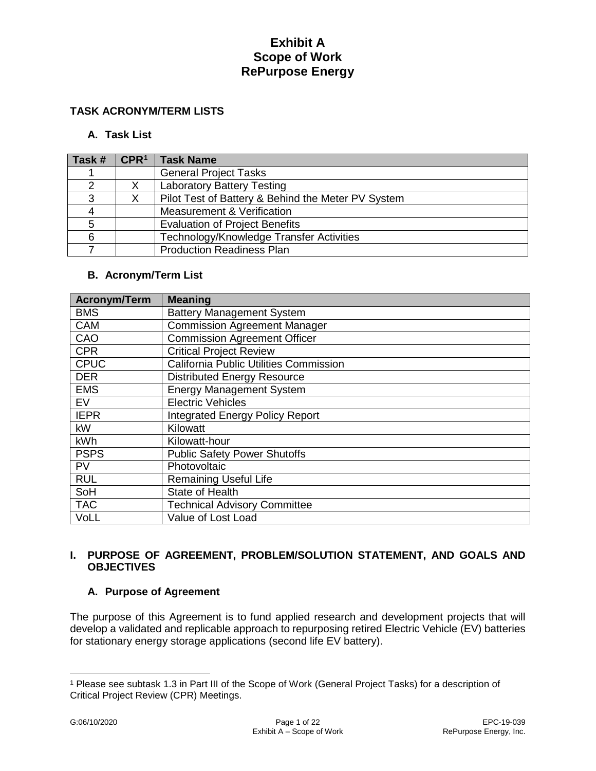# Exhibit A
# Scope of Work
# RePurpose Energy

## TASK ACRONYM/TERM LISTS

### A. Task List

| Task # | CPR[1] | Task Name |
|---|---|---|
| 1 | | General Project Tasks |
| 2 | X | Laboratory Battery Testing |
| 3 | X | Pilot Test of Battery & Behind the Meter PV System |
| 4 | | Measurement & Verification |
| 5 | | Evaluation of Project Benefits |
| 6 | | Technology/Knowledge Transfer Activities |
| 7 | | Production Readiness Plan |

### B. Acronym/Term List

| Acronym/Term | Meaning |
|---|---|
| BMS | Battery Management System |
| CAM | Commission Agreement Manager |
| CAO | Commission Agreement Officer |
| CPR | Critical Project Review |
| CPUC | California Public Utilities Commission |
| DER | Distributed Energy Resource |
| EMS | Energy Management System |
| EV | Electric Vehicles |
| IEPR | Integrated Energy Policy Report |
| kW | Kilowatt |
| kWh | Kilowatt-hour |
| PSPS | Public Safety Power Shutoffs |
| PV | Photovoltaic |
| RUL | Remaining Useful Life |
| SoH | State of Health |
| TAC | Technical Advisory Committee |
| VoLL | Value of Lost Load |

## I. PURPOSE OF AGREEMENT, PROBLEM/SOLUTION STATEMENT, AND GOALS AND OBJECTIVES

### A. Purpose of Agreement

The purpose of this Agreement is to fund applied research and development projects that will develop a validated and replicable approach to repurposing retired Electric Vehicle (EV) batteries for stationary energy storage applications (second life EV battery).

[1] Please see subtask 1.3 in Part III of the Scope of Work (General Project Tasks) for a description of Critical Project Review (CPR) Meetings.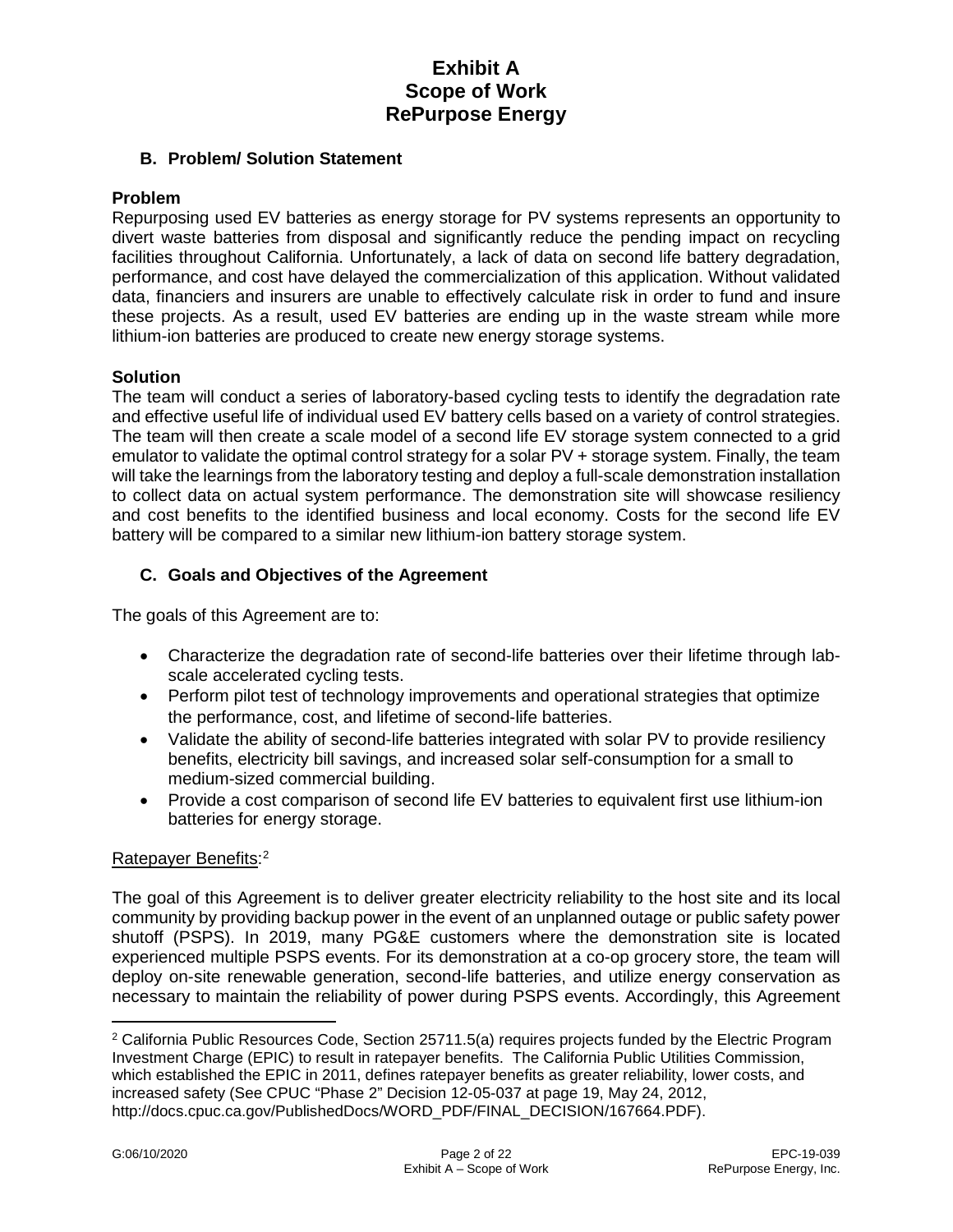### B. Problem/ Solution Statement

**Problem**

Repurposing used EV batteries as energy storage for PV systems represents an opportunity to divert waste batteries from disposal and significantly reduce the pending impact on recycling facilities throughout California. Unfortunately, a lack of data on second life battery degradation, performance, and cost have delayed the commercialization of this application. Without validated data, financiers and insurers are unable to effectively calculate risk in order to fund and insure these projects. As a result, used EV batteries are ending up in the waste stream while more lithium-ion batteries are produced to create new energy storage systems.

**Solution**

The team will conduct a series of laboratory-based cycling tests to identify the degradation rate and effective useful life of individual used EV battery cells based on a variety of control strategies. The team will then create a scale model of a second life EV storage system connected to a grid emulator to validate the optimal control strategy for a solar PV + storage system. Finally, the team will take the learnings from the laboratory testing and deploy a full-scale demonstration installation to collect data on actual system performance. The demonstration site will showcase resiliency and cost benefits to the identified business and local economy. Costs for the second life EV battery will be compared to a similar new lithium-ion battery storage system.

### C. Goals and Objectives of the Agreement

The goals of this Agreement are to:

- Characterize the degradation rate of second-life batteries over their lifetime through lab-scale accelerated cycling tests.
- Perform pilot test of technology improvements and operational strategies that optimize the performance, cost, and lifetime of second-life batteries.
- Validate the ability of second-life batteries integrated with solar PV to provide resiliency benefits, electricity bill savings, and increased solar self-consumption for a small to medium-sized commercial building.
- Provide a cost comparison of second life EV batteries to equivalent first use lithium-ion batteries for energy storage.

Ratepayer Benefits:[2]

The goal of this Agreement is to deliver greater electricity reliability to the host site and its local community by providing backup power in the event of an unplanned outage or public safety power shutoff (PSPS). In 2019, many PG&E customers where the demonstration site is located experienced multiple PSPS events. For its demonstration at a co-op grocery store, the team will deploy on-site renewable generation, second-life batteries, and utilize energy conservation as necessary to maintain the reliability of power during PSPS events. Accordingly, this Agreement

[2] California Public Resources Code, Section 25711.5(a) requires projects funded by the Electric Program Investment Charge (EPIC) to result in ratepayer benefits. The California Public Utilities Commission, which established the EPIC in 2011, defines ratepayer benefits as greater reliability, lower costs, and increased safety (See CPUC "Phase 2" Decision 12-05-037 at page 19, May 24, 2012, http://docs.cpuc.ca.gov/PublishedDocs/WORD_PDF/FINAL_DECISION/167664.PDF).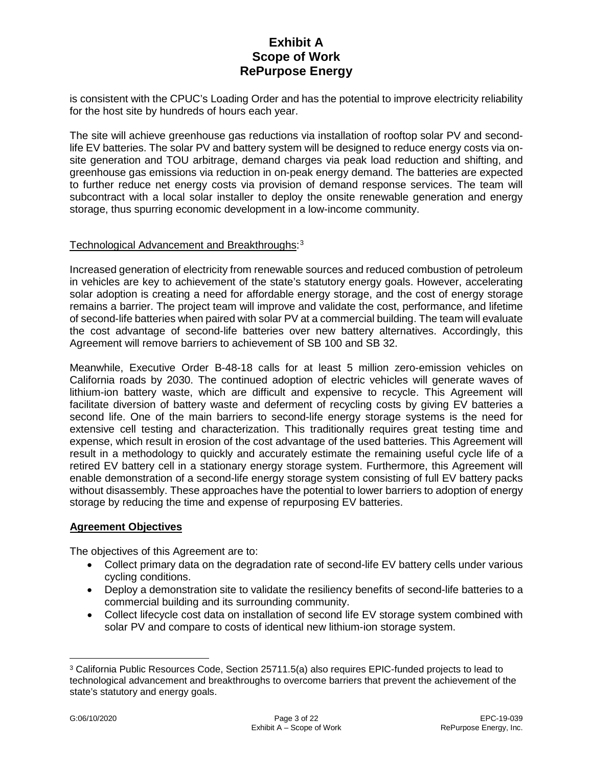is consistent with the CPUC's Loading Order and has the potential to improve electricity reliability for the host site by hundreds of hours each year.

The site will achieve greenhouse gas reductions via installation of rooftop solar PV and second-life EV batteries. The solar PV and battery system will be designed to reduce energy costs via on-site generation and TOU arbitrage, demand charges via peak load reduction and shifting, and greenhouse gas emissions via reduction in on-peak energy demand. The batteries are expected to further reduce net energy costs via provision of demand response services. The team will subcontract with a local solar installer to deploy the onsite renewable generation and energy storage, thus spurring economic development in a low-income community.

Technological Advancement and Breakthroughs:[3]

Increased generation of electricity from renewable sources and reduced combustion of petroleum in vehicles are key to achievement of the state's statutory energy goals. However, accelerating solar adoption is creating a need for affordable energy storage, and the cost of energy storage remains a barrier. The project team will improve and validate the cost, performance, and lifetime of second-life batteries when paired with solar PV at a commercial building. The team will evaluate the cost advantage of second-life batteries over new battery alternatives. Accordingly, this Agreement will remove barriers to achievement of SB 100 and SB 32.

Meanwhile, Executive Order B-48-18 calls for at least 5 million zero-emission vehicles on California roads by 2030. The continued adoption of electric vehicles will generate waves of lithium-ion battery waste, which are difficult and expensive to recycle. This Agreement will facilitate diversion of battery waste and deferment of recycling costs by giving EV batteries a second life. One of the main barriers to second-life energy storage systems is the need for extensive cell testing and characterization. This traditionally requires great testing time and expense, which result in erosion of the cost advantage of the used batteries. This Agreement will result in a methodology to quickly and accurately estimate the remaining useful cycle life of a retired EV battery cell in a stationary energy storage system. Furthermore, this Agreement will enable demonstration of a second-life energy storage system consisting of full EV battery packs without disassembly. These approaches have the potential to lower barriers to adoption of energy storage by reducing the time and expense of repurposing EV batteries.

## Agreement Objectives

The objectives of this Agreement are to:

- Collect primary data on the degradation rate of second-life EV battery cells under various cycling conditions.
- Deploy a demonstration site to validate the resiliency benefits of second-life batteries to a commercial building and its surrounding community.
- Collect lifecycle cost data on installation of second life EV storage system combined with solar PV and compare to costs of identical new lithium-ion storage system.

[3] California Public Resources Code, Section 25711.5(a) also requires EPIC-funded projects to lead to technological advancement and breakthroughs to overcome barriers that prevent the achievement of the state's statutory and energy goals.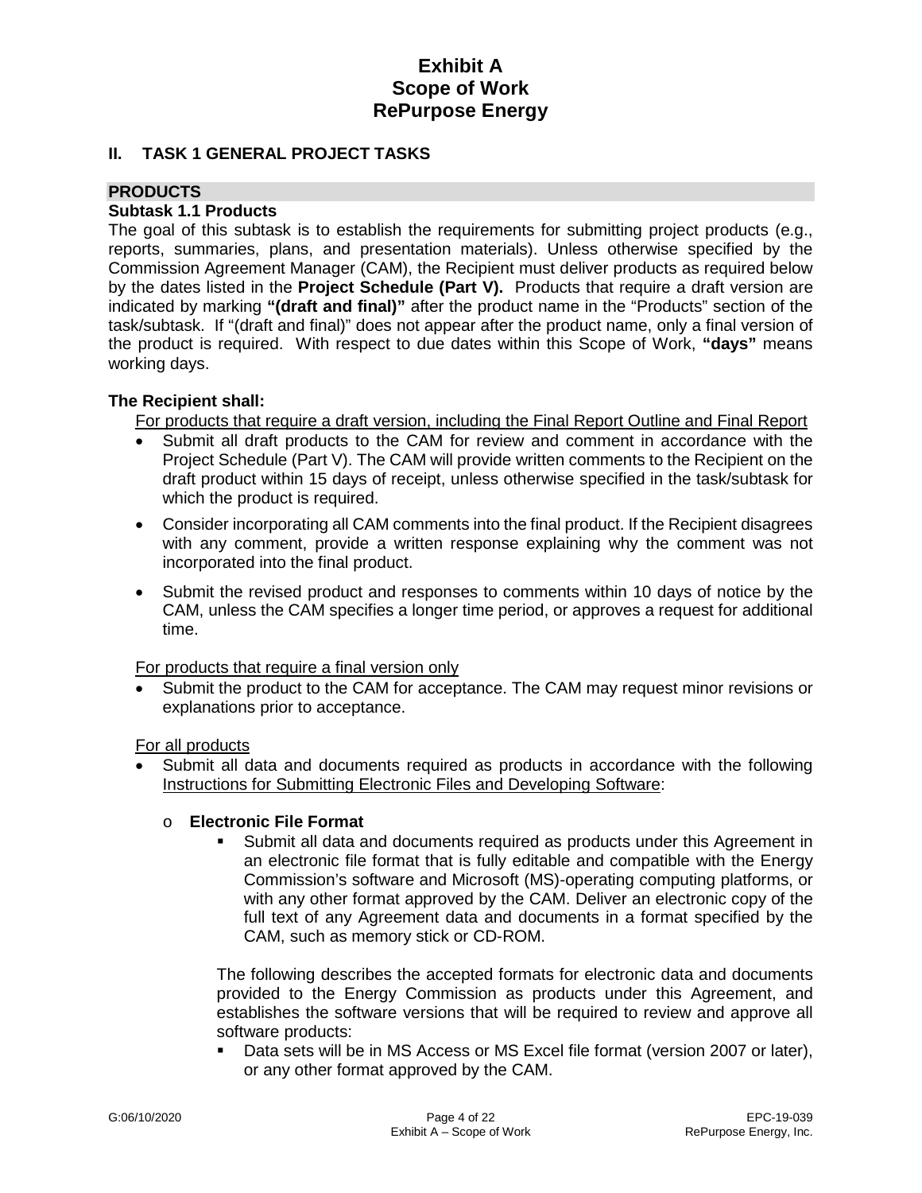## II. TASK 1 GENERAL PROJECT TASKS

### PRODUCTS

**Subtask 1.1 Products**

The goal of this subtask is to establish the requirements for submitting project products (e.g., reports, summaries, plans, and presentation materials). Unless otherwise specified by the Commission Agreement Manager (CAM), the Recipient must deliver products as required below by the dates listed in the **Project Schedule (Part V).** Products that require a draft version are indicated by marking **"(draft and final)"** after the product name in the "Products" section of the task/subtask. If "(draft and final)" does not appear after the product name, only a final version of the product is required. With respect to due dates within this Scope of Work, **"days"** means working days.

**The Recipient shall:**

For products that require a draft version, including the Final Report Outline and Final Report

- Submit all draft products to the CAM for review and comment in accordance with the Project Schedule (Part V). The CAM will provide written comments to the Recipient on the draft product within 15 days of receipt, unless otherwise specified in the task/subtask for which the product is required.
- Consider incorporating all CAM comments into the final product. If the Recipient disagrees with any comment, provide a written response explaining why the comment was not incorporated into the final product.
- Submit the revised product and responses to comments within 10 days of notice by the CAM, unless the CAM specifies a longer time period, or approves a request for additional time.

For products that require a final version only

- Submit the product to the CAM for acceptance. The CAM may request minor revisions or explanations prior to acceptance.

For all products

- Submit all data and documents required as products in accordance with the following Instructions for Submitting Electronic Files and Developing Software:
  - **Electronic File Format**
    - Submit all data and documents required as products under this Agreement in an electronic file format that is fully editable and compatible with the Energy Commission's software and Microsoft (MS)-operating computing platforms, or with any other format approved by the CAM. Deliver an electronic copy of the full text of any Agreement data and documents in a format specified by the CAM, such as memory stick or CD-ROM.

    The following describes the accepted formats for electronic data and documents provided to the Energy Commission as products under this Agreement, and establishes the software versions that will be required to review and approve all software products:

    - Data sets will be in MS Access or MS Excel file format (version 2007 or later), or any other format approved by the CAM.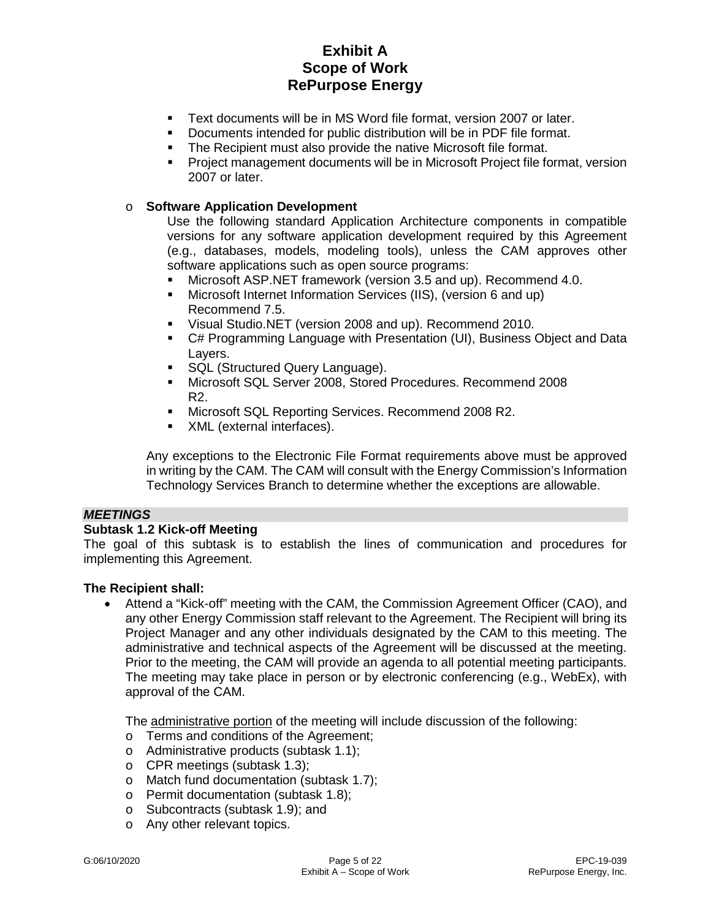- Text documents will be in MS Word file format, version 2007 or later.
- Documents intended for public distribution will be in PDF file format.
- The Recipient must also provide the native Microsoft file format.
- Project management documents will be in Microsoft Project file format, version 2007 or later.

- **Software Application Development**

  Use the following standard Application Architecture components in compatible versions for any software application development required by this Agreement (e.g., databases, models, modeling tools), unless the CAM approves other software applications such as open source programs:
  - Microsoft ASP.NET framework (version 3.5 and up). Recommend 4.0.
  - Microsoft Internet Information Services (IIS), (version 6 and up) Recommend 7.5.
  - Visual Studio.NET (version 2008 and up). Recommend 2010.
  - C# Programming Language with Presentation (UI), Business Object and Data Layers.
  - SQL (Structured Query Language).
  - Microsoft SQL Server 2008, Stored Procedures. Recommend 2008 R2.
  - Microsoft SQL Reporting Services. Recommend 2008 R2.
  - XML (external interfaces).

  Any exceptions to the Electronic File Format requirements above must be approved in writing by the CAM. The CAM will consult with the Energy Commission's Information Technology Services Branch to determine whether the exceptions are allowable.

***MEETINGS***

**Subtask 1.2 Kick-off Meeting**

The goal of this subtask is to establish the lines of communication and procedures for implementing this Agreement.

**The Recipient shall:**

- Attend a "Kick-off" meeting with the CAM, the Commission Agreement Officer (CAO), and any other Energy Commission staff relevant to the Agreement. The Recipient will bring its Project Manager and any other individuals designated by the CAM to this meeting. The administrative and technical aspects of the Agreement will be discussed at the meeting. Prior to the meeting, the CAM will provide an agenda to all potential meeting participants. The meeting may take place in person or by electronic conferencing (e.g., WebEx), with approval of the CAM.

  The administrative portion of the meeting will include discussion of the following:
  - Terms and conditions of the Agreement;
  - Administrative products (subtask 1.1);
  - CPR meetings (subtask 1.3);
  - Match fund documentation (subtask 1.7);
  - Permit documentation (subtask 1.8);
  - Subcontracts (subtask 1.9); and
  - Any other relevant topics.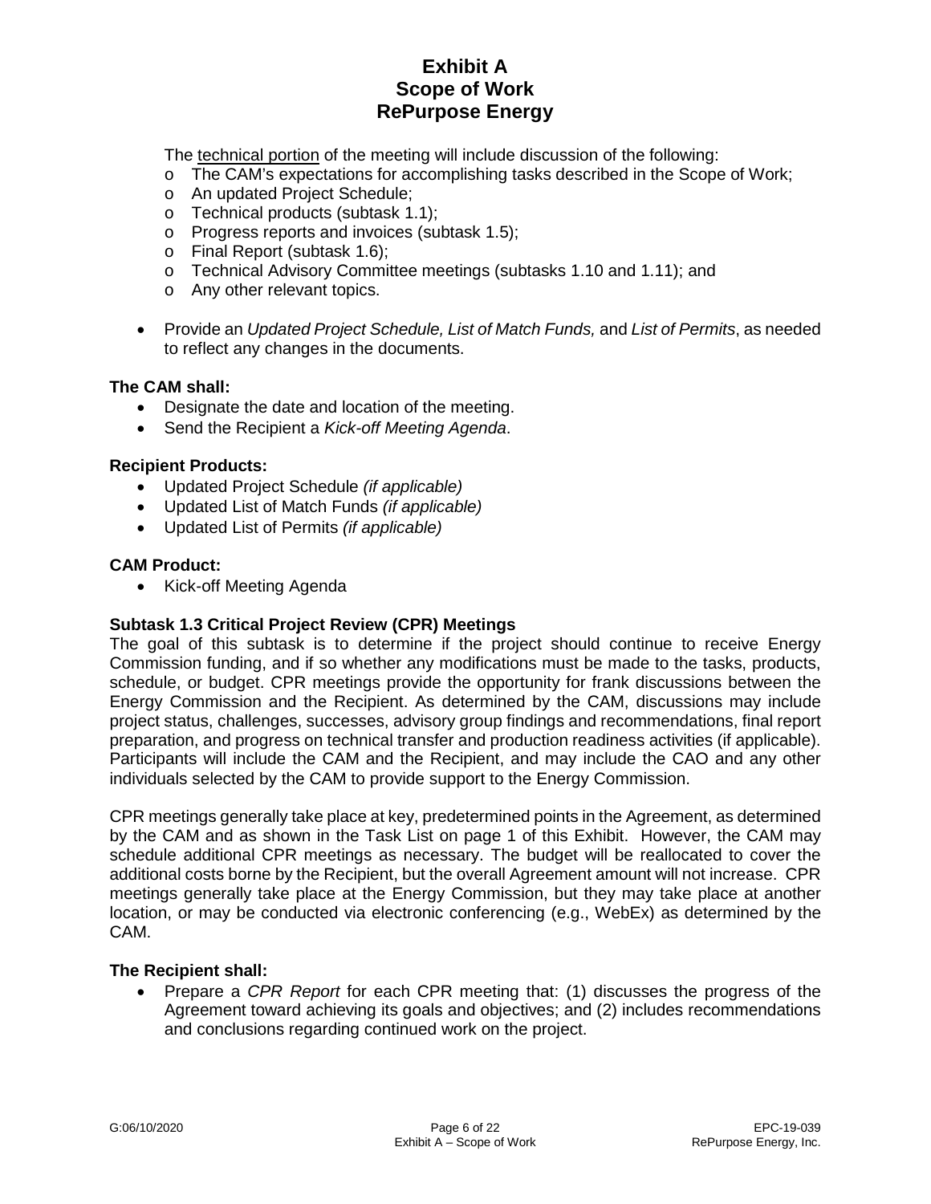The <u>technical portion</u> of the meeting will include discussion of the following:

- The CAM's expectations for accomplishing tasks described in the Scope of Work;
- An updated Project Schedule;
- Technical products (subtask 1.1);
- Progress reports and invoices (subtask 1.5);
- Final Report (subtask 1.6);
- Technical Advisory Committee meetings (subtasks 1.10 and 1.11); and
- Any other relevant topics.

- Provide an *Updated Project Schedule, List of Match Funds,* and *List of Permits*, as needed to reflect any changes in the documents.

**The CAM shall:**

- Designate the date and location of the meeting.
- Send the Recipient a *Kick-off Meeting Agenda*.

**Recipient Products:**

- Updated Project Schedule *(if applicable)*
- Updated List of Match Funds *(if applicable)*
- Updated List of Permits *(if applicable)*

**CAM Product:**

- Kick-off Meeting Agenda

### Subtask 1.3 Critical Project Review (CPR) Meetings

The goal of this subtask is to determine if the project should continue to receive Energy Commission funding, and if so whether any modifications must be made to the tasks, products, schedule, or budget. CPR meetings provide the opportunity for frank discussions between the Energy Commission and the Recipient. As determined by the CAM, discussions may include project status, challenges, successes, advisory group findings and recommendations, final report preparation, and progress on technical transfer and production readiness activities (if applicable). Participants will include the CAM and the Recipient, and may include the CAO and any other individuals selected by the CAM to provide support to the Energy Commission.

CPR meetings generally take place at key, predetermined points in the Agreement, as determined by the CAM and as shown in the Task List on page 1 of this Exhibit. However, the CAM may schedule additional CPR meetings as necessary. The budget will be reallocated to cover the additional costs borne by the Recipient, but the overall Agreement amount will not increase. CPR meetings generally take place at the Energy Commission, but they may take place at another location, or may be conducted via electronic conferencing (e.g., WebEx) as determined by the CAM.

**The Recipient shall:**

- Prepare a *CPR Report* for each CPR meeting that: (1) discusses the progress of the Agreement toward achieving its goals and objectives; and (2) includes recommendations and conclusions regarding continued work on the project.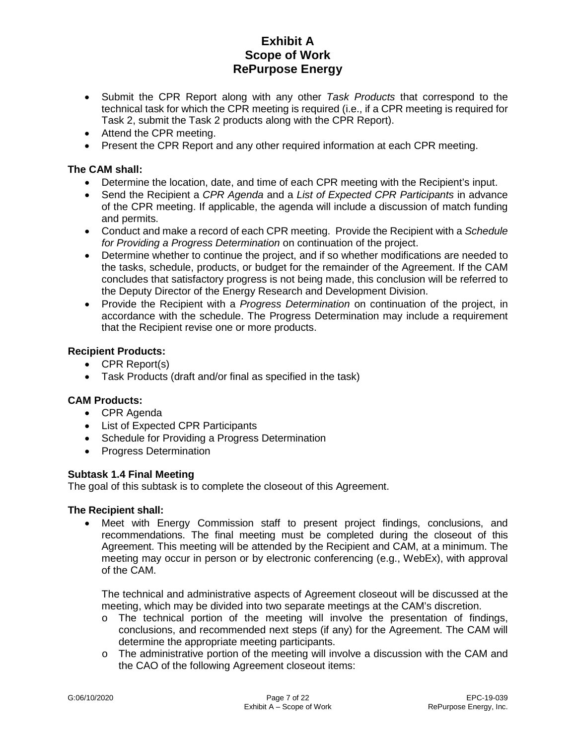- Submit the CPR Report along with any other *Task Products* that correspond to the technical task for which the CPR meeting is required (i.e., if a CPR meeting is required for Task 2, submit the Task 2 products along with the CPR Report).
- Attend the CPR meeting.
- Present the CPR Report and any other required information at each CPR meeting.

**The CAM shall:**

- Determine the location, date, and time of each CPR meeting with the Recipient's input.
- Send the Recipient a *CPR Agenda* and a *List of Expected CPR Participants* in advance of the CPR meeting. If applicable, the agenda will include a discussion of match funding and permits.
- Conduct and make a record of each CPR meeting. Provide the Recipient with a *Schedule for Providing a Progress Determination* on continuation of the project.
- Determine whether to continue the project, and if so whether modifications are needed to the tasks, schedule, products, or budget for the remainder of the Agreement. If the CAM concludes that satisfactory progress is not being made, this conclusion will be referred to the Deputy Director of the Energy Research and Development Division.
- Provide the Recipient with a *Progress Determination* on continuation of the project, in accordance with the schedule. The Progress Determination may include a requirement that the Recipient revise one or more products.

**Recipient Products:**

- CPR Report(s)
- Task Products (draft and/or final as specified in the task)

**CAM Products:**

- CPR Agenda
- List of Expected CPR Participants
- Schedule for Providing a Progress Determination
- Progress Determination

**Subtask 1.4 Final Meeting**

The goal of this subtask is to complete the closeout of this Agreement.

**The Recipient shall:**

- Meet with Energy Commission staff to present project findings, conclusions, and recommendations. The final meeting must be completed during the closeout of this Agreement. This meeting will be attended by the Recipient and CAM, at a minimum. The meeting may occur in person or by electronic conferencing (e.g., WebEx), with approval of the CAM.

  The technical and administrative aspects of Agreement closeout will be discussed at the meeting, which may be divided into two separate meetings at the CAM's discretion.

  - The technical portion of the meeting will involve the presentation of findings, conclusions, and recommended next steps (if any) for the Agreement. The CAM will determine the appropriate meeting participants.
  - The administrative portion of the meeting will involve a discussion with the CAM and the CAO of the following Agreement closeout items: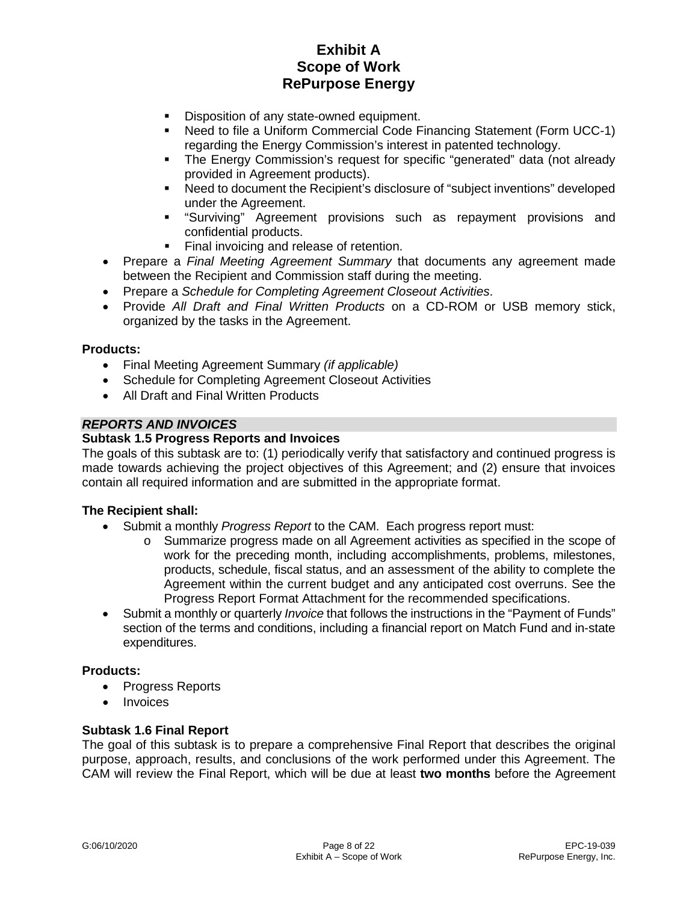- Disposition of any state-owned equipment.
    - Need to file a Uniform Commercial Code Financing Statement (Form UCC-1) regarding the Energy Commission's interest in patented technology.
    - The Energy Commission's request for specific "generated" data (not already provided in Agreement products).
    - Need to document the Recipient's disclosure of "subject inventions" developed under the Agreement.
    - "Surviving" Agreement provisions such as repayment provisions and confidential products.
    - Final invoicing and release of retention.
- Prepare a *Final Meeting Agreement Summary* that documents any agreement made between the Recipient and Commission staff during the meeting.
- Prepare a *Schedule for Completing Agreement Closeout Activities*.
- Provide *All Draft and Final Written Products* on a CD-ROM or USB memory stick, organized by the tasks in the Agreement.

**Products:**

- Final Meeting Agreement Summary *(if applicable)*
- Schedule for Completing Agreement Closeout Activities
- All Draft and Final Written Products

***REPORTS AND INVOICES***

**Subtask 1.5 Progress Reports and Invoices**

The goals of this subtask are to: (1) periodically verify that satisfactory and continued progress is made towards achieving the project objectives of this Agreement; and (2) ensure that invoices contain all required information and are submitted in the appropriate format.

**The Recipient shall:**

- Submit a monthly *Progress Report* to the CAM. Each progress report must:
    - Summarize progress made on all Agreement activities as specified in the scope of work for the preceding month, including accomplishments, problems, milestones, products, schedule, fiscal status, and an assessment of the ability to complete the Agreement within the current budget and any anticipated cost overruns. See the Progress Report Format Attachment for the recommended specifications.
- Submit a monthly or quarterly *Invoice* that follows the instructions in the "Payment of Funds" section of the terms and conditions, including a financial report on Match Fund and in-state expenditures.

**Products:**

- Progress Reports
- Invoices

**Subtask 1.6 Final Report**

The goal of this subtask is to prepare a comprehensive Final Report that describes the original purpose, approach, results, and conclusions of the work performed under this Agreement. The CAM will review the Final Report, which will be due at least **two months** before the Agreement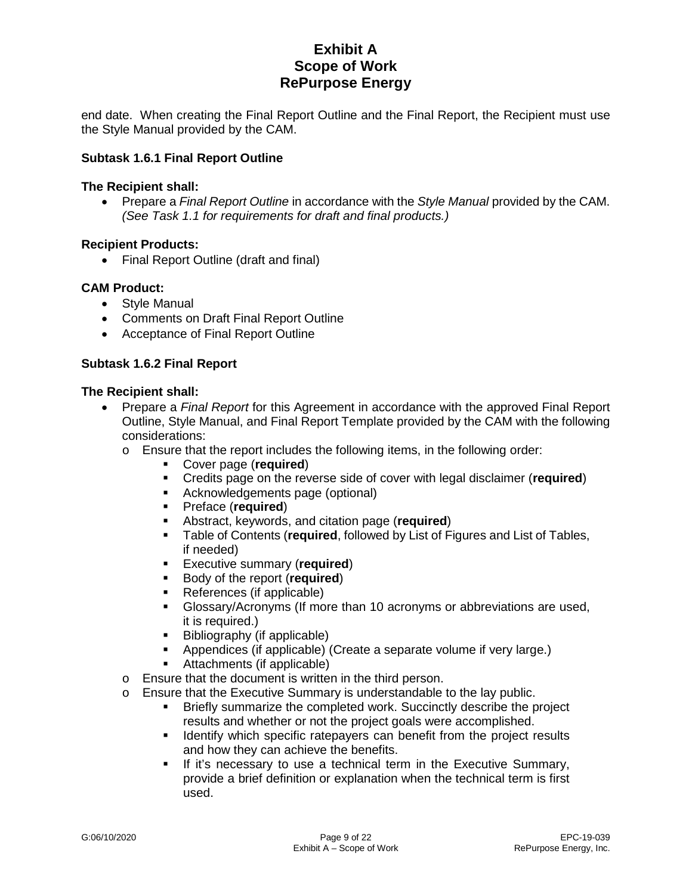end date. When creating the Final Report Outline and the Final Report, the Recipient must use the Style Manual provided by the CAM.

### Subtask 1.6.1 Final Report Outline

**The Recipient shall:**

- Prepare a *Final Report Outline* in accordance with the *Style Manual* provided by the CAM. *(See Task 1.1 for requirements for draft and final products.)*

**Recipient Products:**

- Final Report Outline (draft and final)

**CAM Product:**

- Style Manual
- Comments on Draft Final Report Outline
- Acceptance of Final Report Outline

### Subtask 1.6.2 Final Report

**The Recipient shall:**

- Prepare a *Final Report* for this Agreement in accordance with the approved Final Report Outline, Style Manual, and Final Report Template provided by the CAM with the following considerations:
  - Ensure that the report includes the following items, in the following order:
    - Cover page (**required**)
    - Credits page on the reverse side of cover with legal disclaimer (**required**)
    - Acknowledgements page (optional)
    - Preface (**required**)
    - Abstract, keywords, and citation page (**required**)
    - Table of Contents (**required**, followed by List of Figures and List of Tables, if needed)
    - Executive summary (**required**)
    - Body of the report (**required**)
    - References (if applicable)
    - Glossary/Acronyms (If more than 10 acronyms or abbreviations are used, it is required.)
    - Bibliography (if applicable)
    - Appendices (if applicable) (Create a separate volume if very large.)
    - Attachments (if applicable)
  - Ensure that the document is written in the third person.
  - Ensure that the Executive Summary is understandable to the lay public.
    - Briefly summarize the completed work. Succinctly describe the project results and whether or not the project goals were accomplished.
    - Identify which specific ratepayers can benefit from the project results and how they can achieve the benefits.
    - If it's necessary to use a technical term in the Executive Summary, provide a brief definition or explanation when the technical term is first used.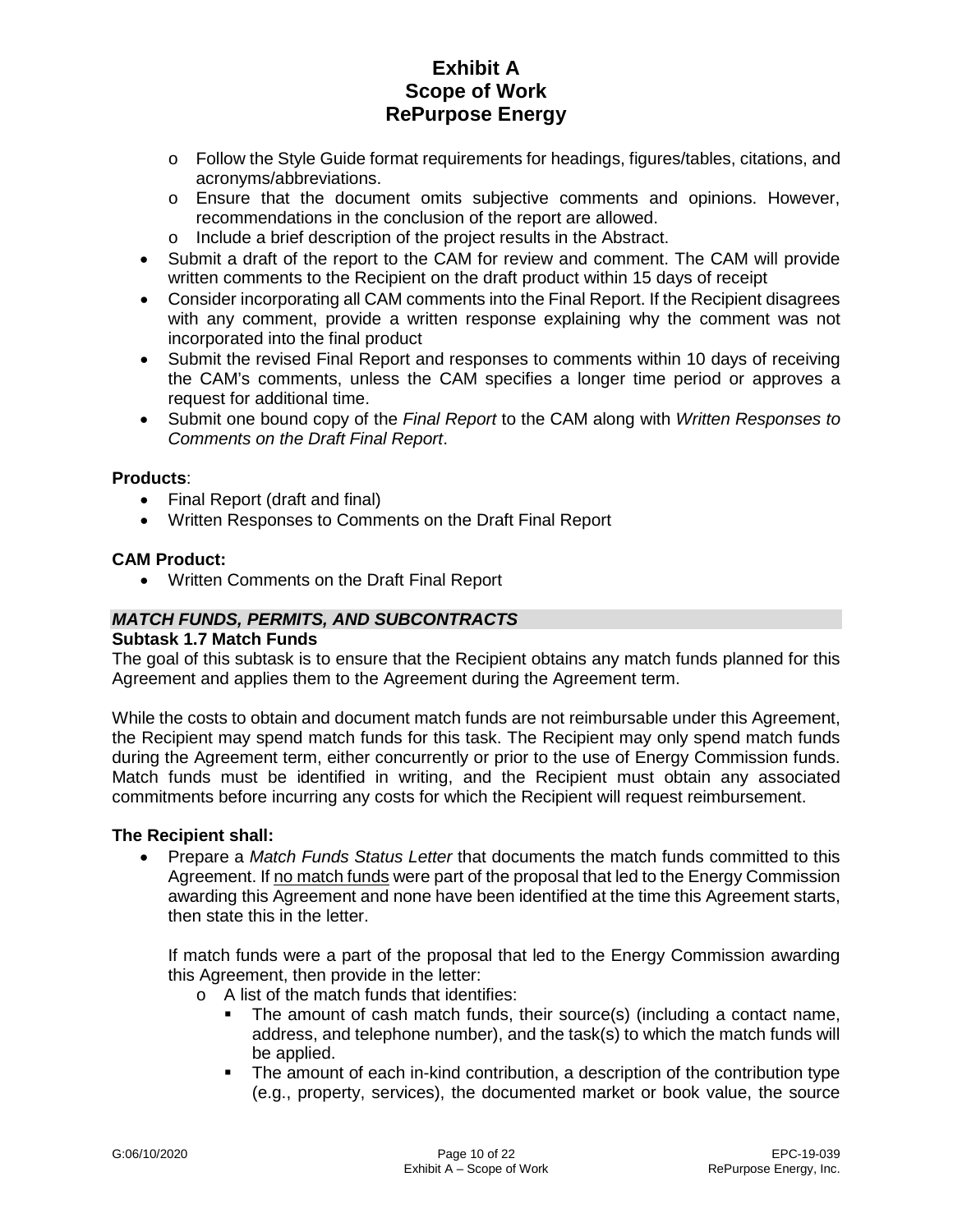- Follow the Style Guide format requirements for headings, figures/tables, citations, and acronyms/abbreviations.
  - Ensure that the document omits subjective comments and opinions. However, recommendations in the conclusion of the report are allowed.
  - Include a brief description of the project results in the Abstract.
- Submit a draft of the report to the CAM for review and comment. The CAM will provide written comments to the Recipient on the draft product within 15 days of receipt
- Consider incorporating all CAM comments into the Final Report. If the Recipient disagrees with any comment, provide a written response explaining why the comment was not incorporated into the final product
- Submit the revised Final Report and responses to comments within 10 days of receiving the CAM's comments, unless the CAM specifies a longer time period or approves a request for additional time.
- Submit one bound copy of the *Final Report* to the CAM along with *Written Responses to Comments on the Draft Final Report*.

**Products**:

- Final Report (draft and final)
- Written Responses to Comments on the Draft Final Report

**CAM Product:**

- Written Comments on the Draft Final Report

***MATCH FUNDS, PERMITS, AND SUBCONTRACTS***

**Subtask 1.7 Match Funds**

The goal of this subtask is to ensure that the Recipient obtains any match funds planned for this Agreement and applies them to the Agreement during the Agreement term.

While the costs to obtain and document match funds are not reimbursable under this Agreement, the Recipient may spend match funds for this task. The Recipient may only spend match funds during the Agreement term, either concurrently or prior to the use of Energy Commission funds. Match funds must be identified in writing, and the Recipient must obtain any associated commitments before incurring any costs for which the Recipient will request reimbursement.

**The Recipient shall:**

- Prepare a *Match Funds Status Letter* that documents the match funds committed to this Agreement. If no match funds were part of the proposal that led to the Energy Commission awarding this Agreement and none have been identified at the time this Agreement starts, then state this in the letter.

  If match funds were a part of the proposal that led to the Energy Commission awarding this Agreement, then provide in the letter:
  - A list of the match funds that identifies:
    - The amount of cash match funds, their source(s) (including a contact name, address, and telephone number), and the task(s) to which the match funds will be applied.
    - The amount of each in-kind contribution, a description of the contribution type (e.g., property, services), the documented market or book value, the source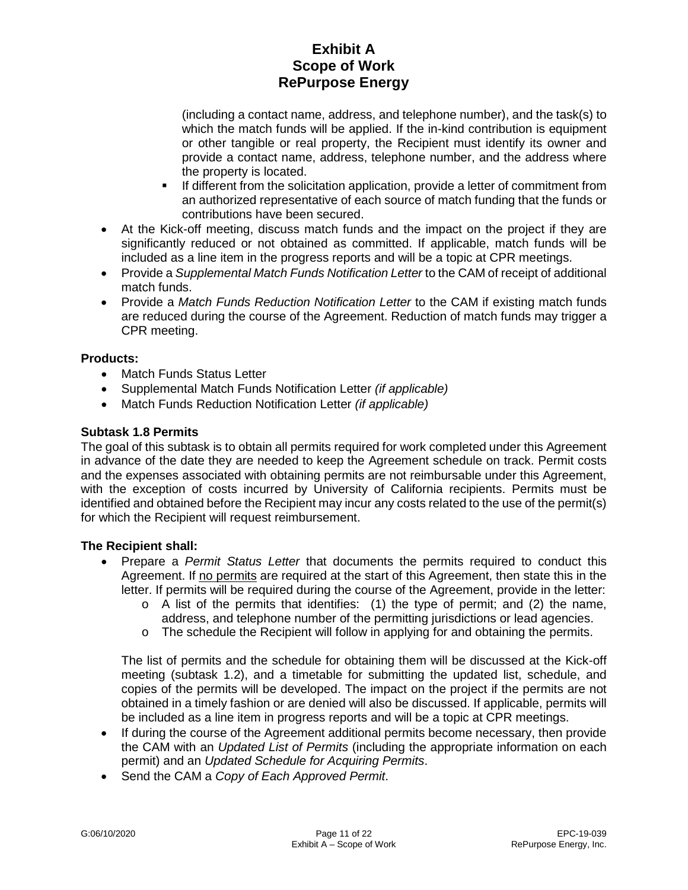(including a contact name, address, and telephone number), and the task(s) to which the match funds will be applied. If the in-kind contribution is equipment or other tangible or real property, the Recipient must identify its owner and provide a contact name, address, telephone number, and the address where the property is located.

  - If different from the solicitation application, provide a letter of commitment from an authorized representative of each source of match funding that the funds or contributions have been secured.

- At the Kick-off meeting, discuss match funds and the impact on the project if they are significantly reduced or not obtained as committed. If applicable, match funds will be included as a line item in the progress reports and will be a topic at CPR meetings.
- Provide a *Supplemental Match Funds Notification Letter* to the CAM of receipt of additional match funds.
- Provide a *Match Funds Reduction Notification Letter* to the CAM if existing match funds are reduced during the course of the Agreement. Reduction of match funds may trigger a CPR meeting.

**Products:**

- Match Funds Status Letter
- Supplemental Match Funds Notification Letter *(if applicable)*
- Match Funds Reduction Notification Letter *(if applicable)*

**Subtask 1.8 Permits**

The goal of this subtask is to obtain all permits required for work completed under this Agreement in advance of the date they are needed to keep the Agreement schedule on track. Permit costs and the expenses associated with obtaining permits are not reimbursable under this Agreement, with the exception of costs incurred by University of California recipients. Permits must be identified and obtained before the Recipient may incur any costs related to the use of the permit(s) for which the Recipient will request reimbursement.

**The Recipient shall:**

- Prepare a *Permit Status Letter* that documents the permits required to conduct this Agreement. If no permits are required at the start of this Agreement, then state this in the letter. If permits will be required during the course of the Agreement, provide in the letter:
  - A list of the permits that identifies: (1) the type of permit; and (2) the name, address, and telephone number of the permitting jurisdictions or lead agencies.
  - The schedule the Recipient will follow in applying for and obtaining the permits.

  The list of permits and the schedule for obtaining them will be discussed at the Kick-off meeting (subtask 1.2), and a timetable for submitting the updated list, schedule, and copies of the permits will be developed. The impact on the project if the permits are not obtained in a timely fashion or are denied will also be discussed. If applicable, permits will be included as a line item in progress reports and will be a topic at CPR meetings.
- If during the course of the Agreement additional permits become necessary, then provide the CAM with an *Updated List of Permits* (including the appropriate information on each permit) and an *Updated Schedule for Acquiring Permits*.
- Send the CAM a *Copy of Each Approved Permit*.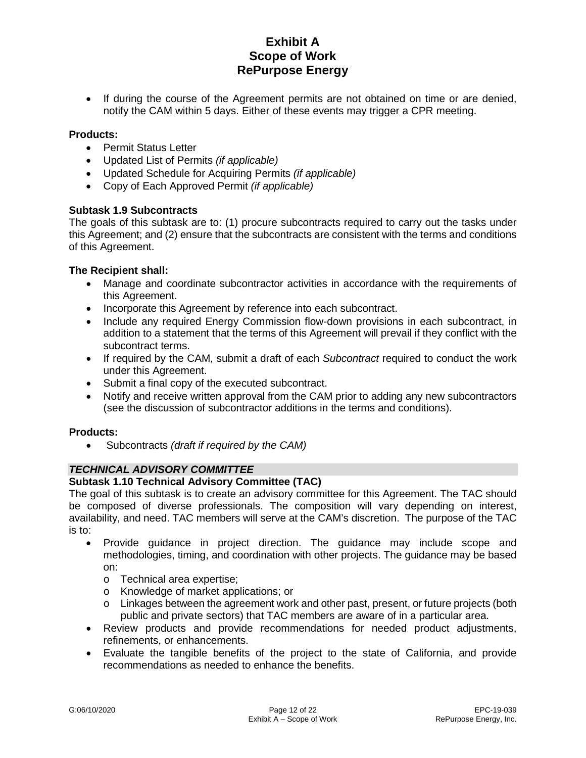- If during the course of the Agreement permits are not obtained on time or are denied, notify the CAM within 5 days. Either of these events may trigger a CPR meeting.

**Products:**

- Permit Status Letter
- Updated List of Permits *(if applicable)*
- Updated Schedule for Acquiring Permits *(if applicable)*
- Copy of Each Approved Permit *(if applicable)*

**Subtask 1.9 Subcontracts**

The goals of this subtask are to: (1) procure subcontracts required to carry out the tasks under this Agreement; and (2) ensure that the subcontracts are consistent with the terms and conditions of this Agreement.

**The Recipient shall:**

- Manage and coordinate subcontractor activities in accordance with the requirements of this Agreement.
- Incorporate this Agreement by reference into each subcontract.
- Include any required Energy Commission flow-down provisions in each subcontract, in addition to a statement that the terms of this Agreement will prevail if they conflict with the subcontract terms.
- If required by the CAM, submit a draft of each *Subcontract* required to conduct the work under this Agreement.
- Submit a final copy of the executed subcontract.
- Notify and receive written approval from the CAM prior to adding any new subcontractors (see the discussion of subcontractor additions in the terms and conditions).

**Products:**

- Subcontracts *(draft if required by the CAM)*

***TECHNICAL ADVISORY COMMITTEE***

**Subtask 1.10 Technical Advisory Committee (TAC)**

The goal of this subtask is to create an advisory committee for this Agreement. The TAC should be composed of diverse professionals. The composition will vary depending on interest, availability, and need. TAC members will serve at the CAM's discretion. The purpose of the TAC is to:

- Provide guidance in project direction. The guidance may include scope and methodologies, timing, and coordination with other projects. The guidance may be based on:
  - Technical area expertise;
  - Knowledge of market applications; or
  - Linkages between the agreement work and other past, present, or future projects (both public and private sectors) that TAC members are aware of in a particular area.
- Review products and provide recommendations for needed product adjustments, refinements, or enhancements.
- Evaluate the tangible benefits of the project to the state of California, and provide recommendations as needed to enhance the benefits.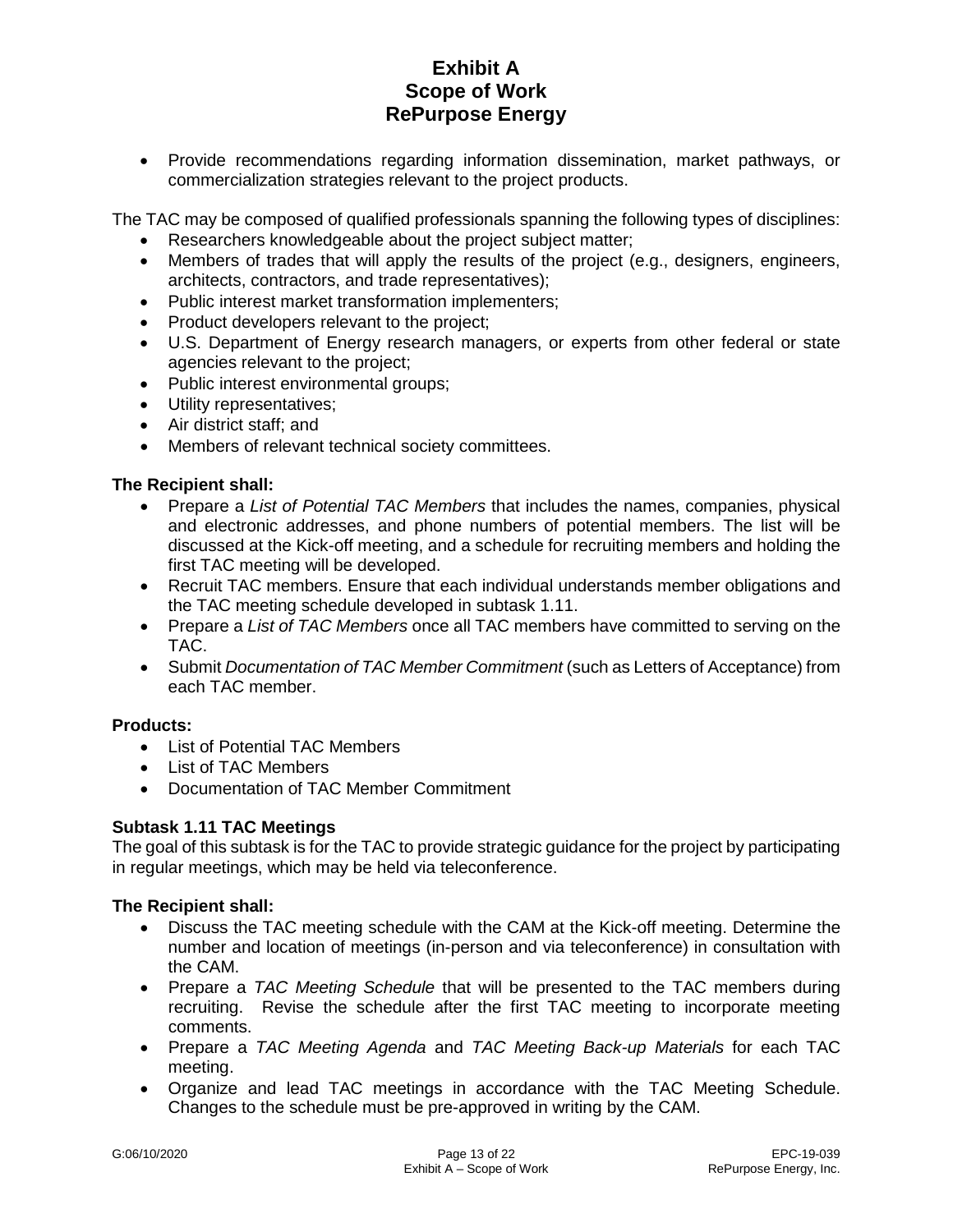- Provide recommendations regarding information dissemination, market pathways, or commercialization strategies relevant to the project products.

The TAC may be composed of qualified professionals spanning the following types of disciplines:

- Researchers knowledgeable about the project subject matter;
- Members of trades that will apply the results of the project (e.g., designers, engineers, architects, contractors, and trade representatives);
- Public interest market transformation implementers;
- Product developers relevant to the project;
- U.S. Department of Energy research managers, or experts from other federal or state agencies relevant to the project;
- Public interest environmental groups;
- Utility representatives;
- Air district staff; and
- Members of relevant technical society committees.

**The Recipient shall:**

- Prepare a *List of Potential TAC Members* that includes the names, companies, physical and electronic addresses, and phone numbers of potential members. The list will be discussed at the Kick-off meeting, and a schedule for recruiting members and holding the first TAC meeting will be developed.
- Recruit TAC members. Ensure that each individual understands member obligations and the TAC meeting schedule developed in subtask 1.11.
- Prepare a *List of TAC Members* once all TAC members have committed to serving on the TAC.
- Submit *Documentation of TAC Member Commitment* (such as Letters of Acceptance) from each TAC member.

**Products:**

- List of Potential TAC Members
- List of TAC Members
- Documentation of TAC Member Commitment

### Subtask 1.11 TAC Meetings

The goal of this subtask is for the TAC to provide strategic guidance for the project by participating in regular meetings, which may be held via teleconference.

**The Recipient shall:**

- Discuss the TAC meeting schedule with the CAM at the Kick-off meeting. Determine the number and location of meetings (in-person and via teleconference) in consultation with the CAM.
- Prepare a *TAC Meeting Schedule* that will be presented to the TAC members during recruiting. Revise the schedule after the first TAC meeting to incorporate meeting comments.
- Prepare a *TAC Meeting Agenda* and *TAC Meeting Back-up Materials* for each TAC meeting.
- Organize and lead TAC meetings in accordance with the TAC Meeting Schedule. Changes to the schedule must be pre-approved in writing by the CAM.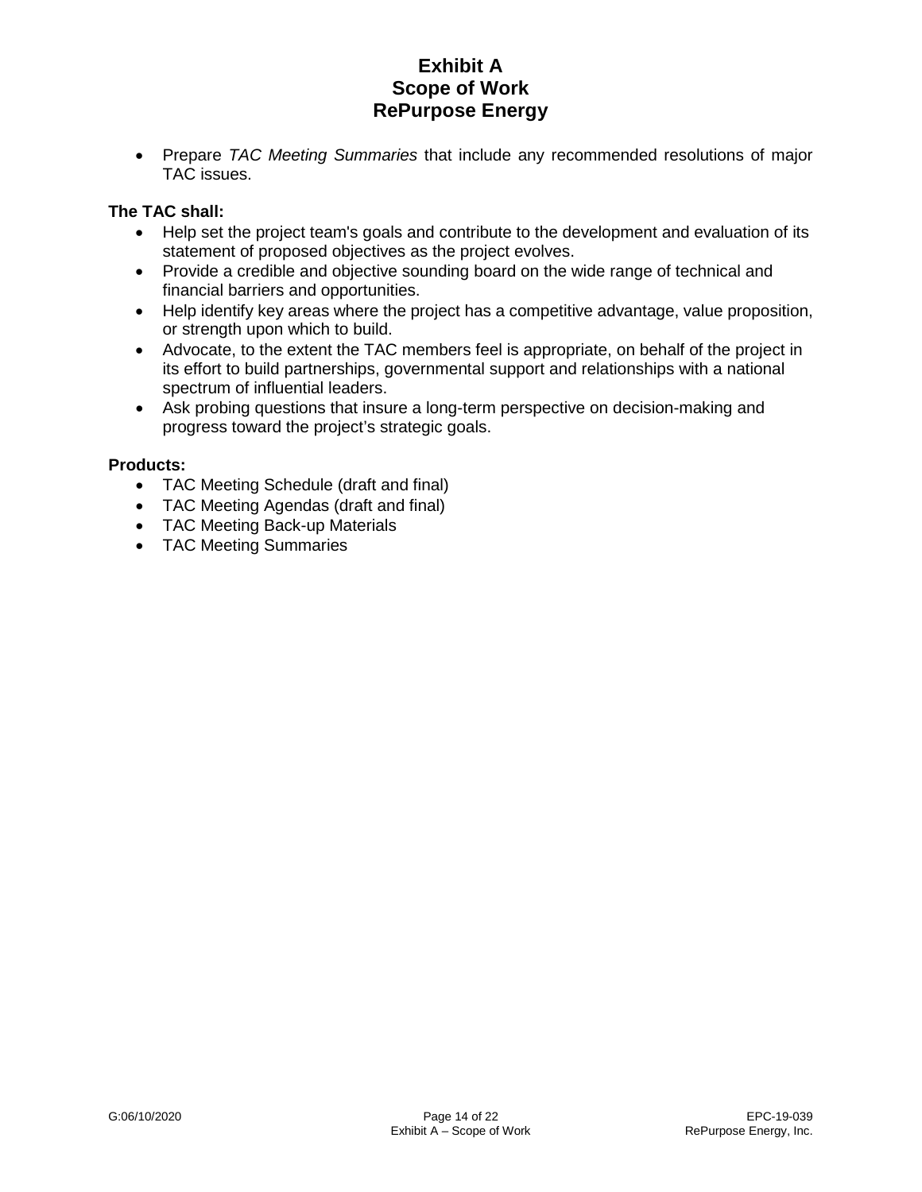- Prepare *TAC Meeting Summaries* that include any recommended resolutions of major TAC issues.

**The TAC shall:**

- Help set the project team's goals and contribute to the development and evaluation of its statement of proposed objectives as the project evolves.
- Provide a credible and objective sounding board on the wide range of technical and financial barriers and opportunities.
- Help identify key areas where the project has a competitive advantage, value proposition, or strength upon which to build.
- Advocate, to the extent the TAC members feel is appropriate, on behalf of the project in its effort to build partnerships, governmental support and relationships with a national spectrum of influential leaders.
- Ask probing questions that insure a long-term perspective on decision-making and progress toward the project's strategic goals.

**Products:**

- TAC Meeting Schedule (draft and final)
- TAC Meeting Agendas (draft and final)
- TAC Meeting Back-up Materials
- TAC Meeting Summaries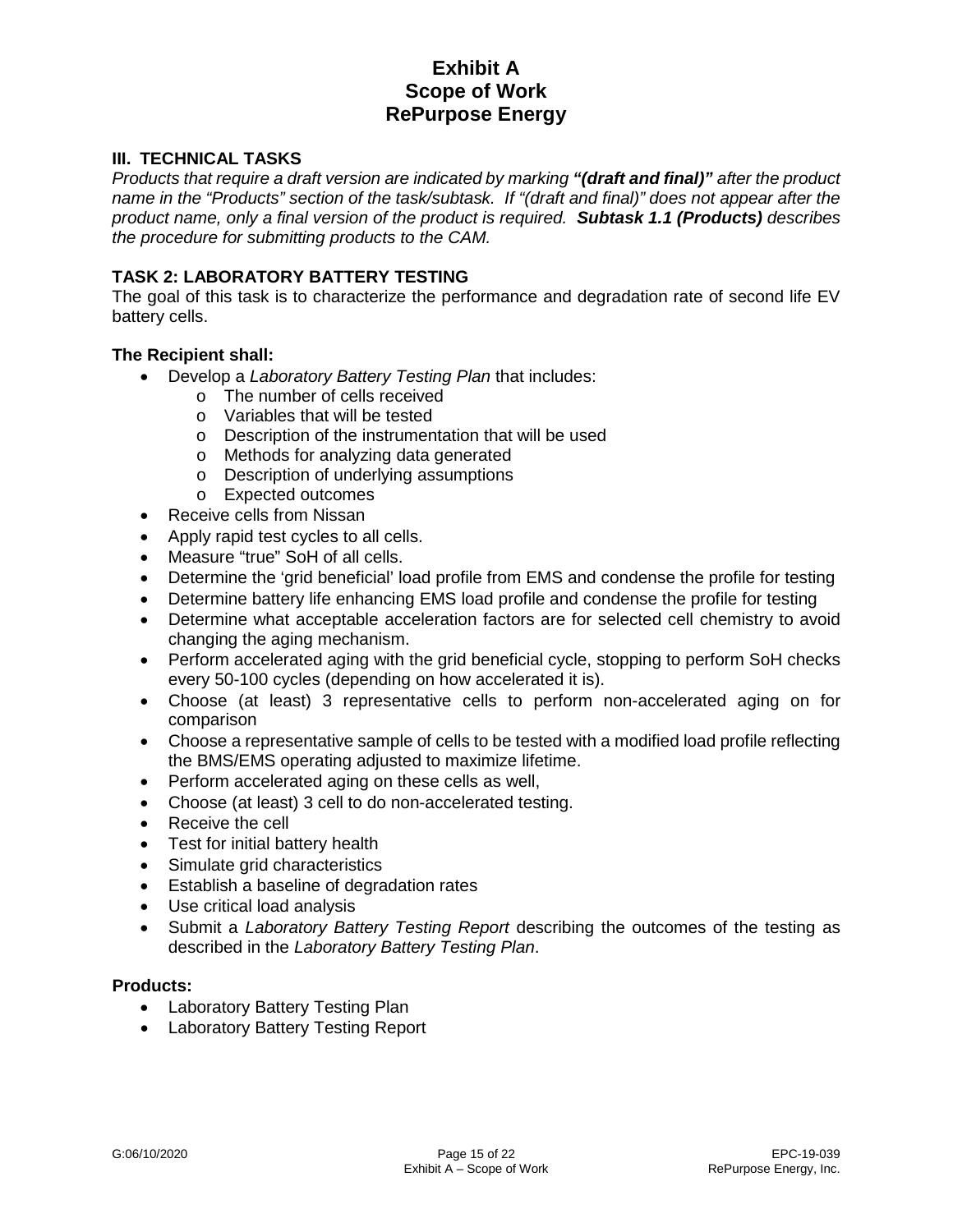# Exhibit A
# Scope of Work
# RePurpose Energy

## III. TECHNICAL TASKS

*Products that require a draft version are indicated by marking **"(draft and final)"** after the product name in the "Products" section of the task/subtask. If "(draft and final)" does not appear after the product name, only a final version of the product is required. **Subtask 1.1 (Products)** describes the procedure for submitting products to the CAM.*

## TASK 2: LABORATORY BATTERY TESTING

The goal of this task is to characterize the performance and degradation rate of second life EV battery cells.

**The Recipient shall:**

- Develop a *Laboratory Battery Testing Plan* that includes:
  - The number of cells received
  - Variables that will be tested
  - Description of the instrumentation that will be used
  - Methods for analyzing data generated
  - Description of underlying assumptions
  - Expected outcomes
- Receive cells from Nissan
- Apply rapid test cycles to all cells.
- Measure "true" SoH of all cells.
- Determine the 'grid beneficial' load profile from EMS and condense the profile for testing
- Determine battery life enhancing EMS load profile and condense the profile for testing
- Determine what acceptable acceleration factors are for selected cell chemistry to avoid changing the aging mechanism.
- Perform accelerated aging with the grid beneficial cycle, stopping to perform SoH checks every 50-100 cycles (depending on how accelerated it is).
- Choose (at least) 3 representative cells to perform non-accelerated aging on for comparison
- Choose a representative sample of cells to be tested with a modified load profile reflecting the BMS/EMS operating adjusted to maximize lifetime.
- Perform accelerated aging on these cells as well,
- Choose (at least) 3 cell to do non-accelerated testing.
- Receive the cell
- Test for initial battery health
- Simulate grid characteristics
- Establish a baseline of degradation rates
- Use critical load analysis
- Submit a *Laboratory Battery Testing Report* describing the outcomes of the testing as described in the *Laboratory Battery Testing Plan*.

**Products:**

- Laboratory Battery Testing Plan
- Laboratory Battery Testing Report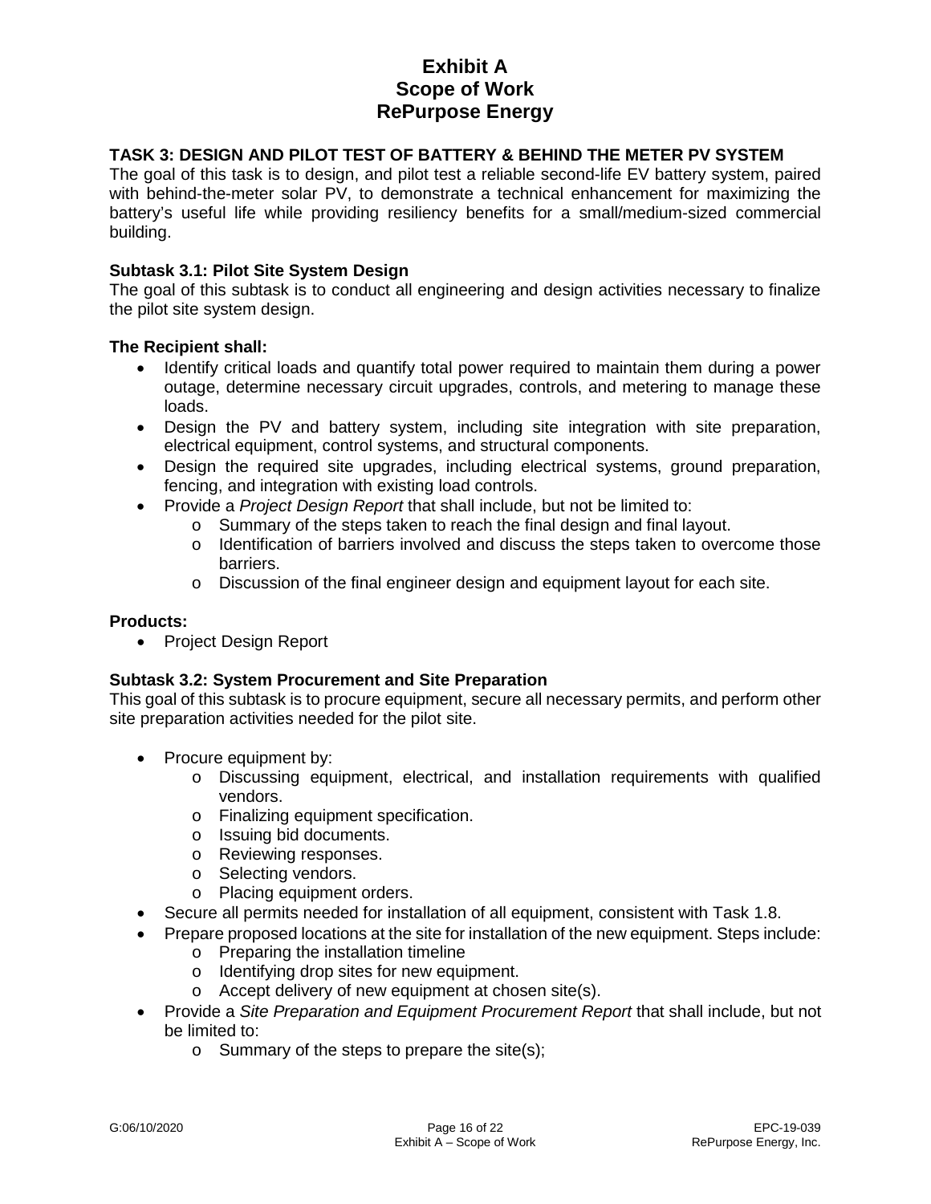**TASK 3: DESIGN AND PILOT TEST OF BATTERY & BEHIND THE METER PV SYSTEM**
The goal of this task is to design, and pilot test a reliable second-life EV battery system, paired with behind-the-meter solar PV, to demonstrate a technical enhancement for maximizing the battery's useful life while providing resiliency benefits for a small/medium-sized commercial building.

**Subtask 3.1: Pilot Site System Design**
The goal of this subtask is to conduct all engineering and design activities necessary to finalize the pilot site system design.

**The Recipient shall:**

- Identify critical loads and quantify total power required to maintain them during a power outage, determine necessary circuit upgrades, controls, and metering to manage these loads.
- Design the PV and battery system, including site integration with site preparation, electrical equipment, control systems, and structural components.
- Design the required site upgrades, including electrical systems, ground preparation, fencing, and integration with existing load controls.
- Provide a *Project Design Report* that shall include, but not be limited to:
  - Summary of the steps taken to reach the final design and final layout.
  - Identification of barriers involved and discuss the steps taken to overcome those barriers.
  - Discussion of the final engineer design and equipment layout for each site.

**Products:**

- Project Design Report

**Subtask 3.2: System Procurement and Site Preparation**
This goal of this subtask is to procure equipment, secure all necessary permits, and perform other site preparation activities needed for the pilot site.

- Procure equipment by:
  - Discussing equipment, electrical, and installation requirements with qualified vendors.
  - Finalizing equipment specification.
  - Issuing bid documents.
  - Reviewing responses.
  - Selecting vendors.
  - Placing equipment orders.
- Secure all permits needed for installation of all equipment, consistent with Task 1.8.
- Prepare proposed locations at the site for installation of the new equipment. Steps include:
  - Preparing the installation timeline
  - Identifying drop sites for new equipment.
  - Accept delivery of new equipment at chosen site(s).
- Provide a *Site Preparation and Equipment Procurement Report* that shall include, but not be limited to:
  - Summary of the steps to prepare the site(s);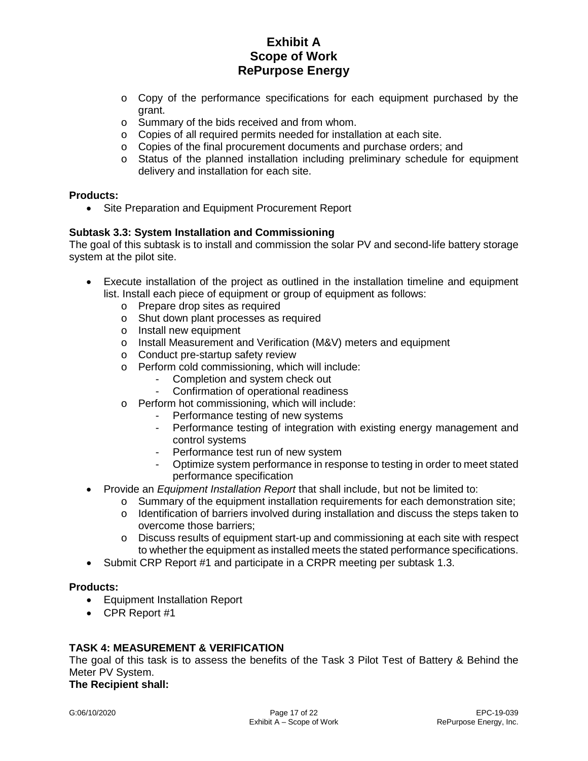- Copy of the performance specifications for each equipment purchased by the grant.
- Summary of the bids received and from whom.
- Copies of all required permits needed for installation at each site.
- Copies of the final procurement documents and purchase orders; and
- Status of the planned installation including preliminary schedule for equipment delivery and installation for each site.

**Products:**

- Site Preparation and Equipment Procurement Report

**Subtask 3.3: System Installation and Commissioning**

The goal of this subtask is to install and commission the solar PV and second-life battery storage system at the pilot site.

- Execute installation of the project as outlined in the installation timeline and equipment list. Install each piece of equipment or group of equipment as follows:
  - Prepare drop sites as required
  - Shut down plant processes as required
  - Install new equipment
  - Install Measurement and Verification (M&V) meters and equipment
  - Conduct pre-startup safety review
  - Perform cold commissioning, which will include:
    - Completion and system check out
    - Confirmation of operational readiness
  - Perform hot commissioning, which will include:
    - Performance testing of new systems
    - Performance testing of integration with existing energy management and control systems
    - Performance test run of new system
    - Optimize system performance in response to testing in order to meet stated performance specification
- Provide an *Equipment Installation Report* that shall include, but not be limited to:
  - Summary of the equipment installation requirements for each demonstration site;
  - Identification of barriers involved during installation and discuss the steps taken to overcome those barriers;
  - Discuss results of equipment start-up and commissioning at each site with respect to whether the equipment as installed meets the stated performance specifications.
- Submit CRP Report #1 and participate in a CRPR meeting per subtask 1.3.

**Products:**

- Equipment Installation Report
- CPR Report #1

**TASK 4: MEASUREMENT & VERIFICATION**

The goal of this task is to assess the benefits of the Task 3 Pilot Test of Battery & Behind the Meter PV System.

**The Recipient shall:**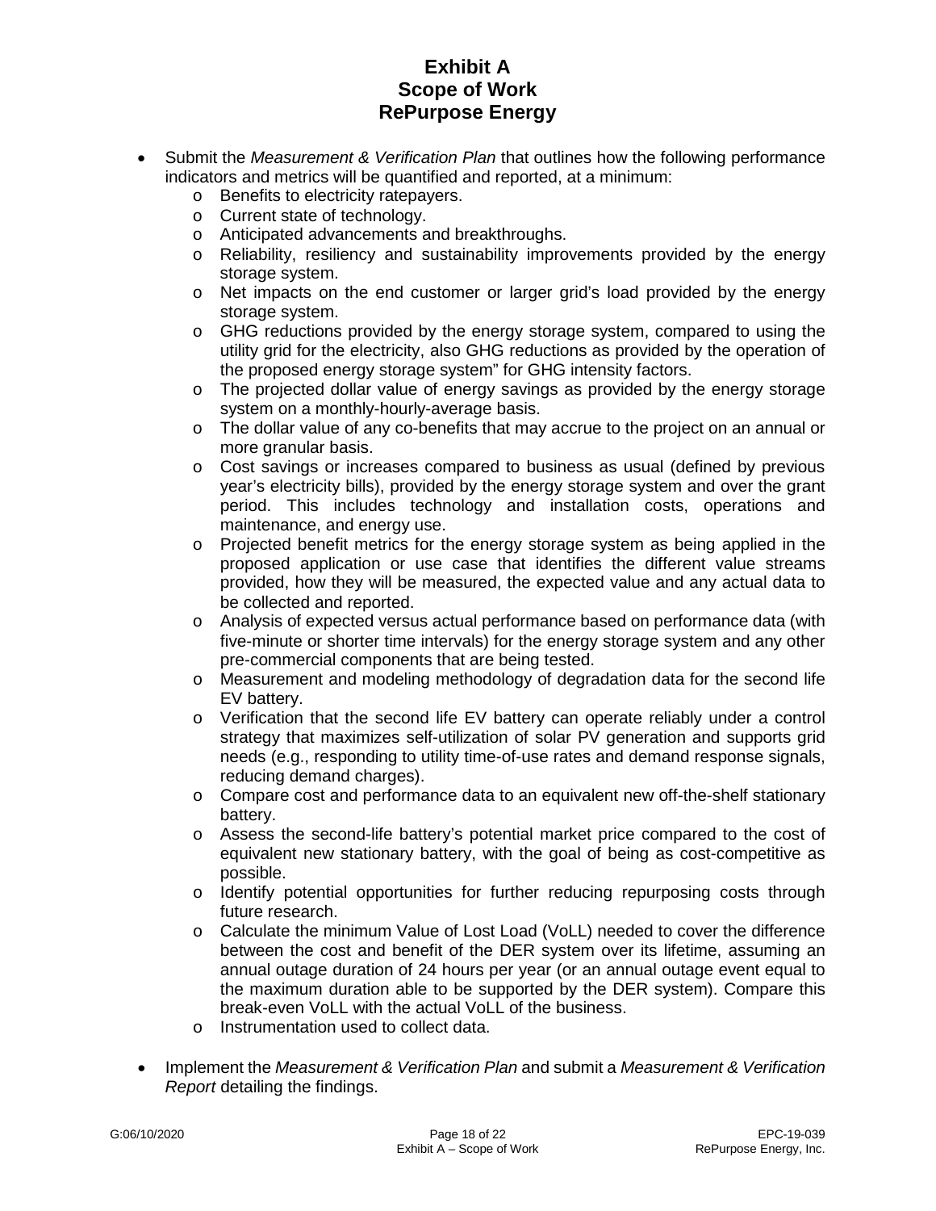- Submit the *Measurement & Verification Plan* that outlines how the following performance indicators and metrics will be quantified and reported, at a minimum:
    - Benefits to electricity ratepayers.
    - Current state of technology.
    - Anticipated advancements and breakthroughs.
    - Reliability, resiliency and sustainability improvements provided by the energy storage system.
    - Net impacts on the end customer or larger grid's load provided by the energy storage system.
    - GHG reductions provided by the energy storage system, compared to using the utility grid for the electricity, also GHG reductions as provided by the operation of the proposed energy storage system" for GHG intensity factors.
    - The projected dollar value of energy savings as provided by the energy storage system on a monthly-hourly-average basis.
    - The dollar value of any co-benefits that may accrue to the project on an annual or more granular basis.
    - Cost savings or increases compared to business as usual (defined by previous year's electricity bills), provided by the energy storage system and over the grant period. This includes technology and installation costs, operations and maintenance, and energy use.
    - Projected benefit metrics for the energy storage system as being applied in the proposed application or use case that identifies the different value streams provided, how they will be measured, the expected value and any actual data to be collected and reported.
    - Analysis of expected versus actual performance based on performance data (with five-minute or shorter time intervals) for the energy storage system and any other pre-commercial components that are being tested.
    - Measurement and modeling methodology of degradation data for the second life EV battery.
    - Verification that the second life EV battery can operate reliably under a control strategy that maximizes self-utilization of solar PV generation and supports grid needs (e.g., responding to utility time-of-use rates and demand response signals, reducing demand charges).
    - Compare cost and performance data to an equivalent new off-the-shelf stationary battery.
    - Assess the second-life battery's potential market price compared to the cost of equivalent new stationary battery, with the goal of being as cost-competitive as possible.
    - Identify potential opportunities for further reducing repurposing costs through future research.
    - Calculate the minimum Value of Lost Load (VoLL) needed to cover the difference between the cost and benefit of the DER system over its lifetime, assuming an annual outage duration of 24 hours per year (or an annual outage event equal to the maximum duration able to be supported by the DER system). Compare this break-even VoLL with the actual VoLL of the business.
    - Instrumentation used to collect data.

- Implement the *Measurement & Verification Plan* and submit a *Measurement & Verification Report* detailing the findings.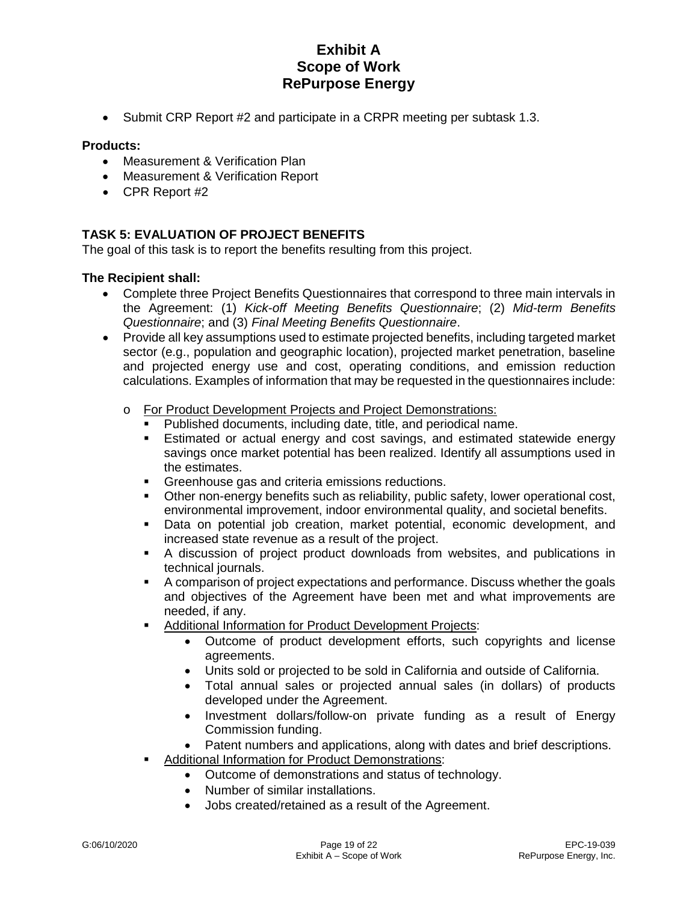- Submit CRP Report #2 and participate in a CRPR meeting per subtask 1.3.

**Products:**

- Measurement & Verification Plan
- Measurement & Verification Report
- CPR Report #2

## TASK 5: EVALUATION OF PROJECT BENEFITS

The goal of this task is to report the benefits resulting from this project.

**The Recipient shall:**

- Complete three Project Benefits Questionnaires that correspond to three main intervals in the Agreement: (1) *Kick-off Meeting Benefits Questionnaire*; (2) *Mid-term Benefits Questionnaire*; and (3) *Final Meeting Benefits Questionnaire*.
- Provide all key assumptions used to estimate projected benefits, including targeted market sector (e.g., population and geographic location), projected market penetration, baseline and projected energy use and cost, operating conditions, and emission reduction calculations. Examples of information that may be requested in the questionnaires include:
  - <u>For Product Development Projects and Project Demonstrations:</u>
    - Published documents, including date, title, and periodical name.
    - Estimated or actual energy and cost savings, and estimated statewide energy savings once market potential has been realized. Identify all assumptions used in the estimates.
    - Greenhouse gas and criteria emissions reductions.
    - Other non-energy benefits such as reliability, public safety, lower operational cost, environmental improvement, indoor environmental quality, and societal benefits.
    - Data on potential job creation, market potential, economic development, and increased state revenue as a result of the project.
    - A discussion of project product downloads from websites, and publications in technical journals.
    - A comparison of project expectations and performance. Discuss whether the goals and objectives of the Agreement have been met and what improvements are needed, if any.
    - <u>Additional Information for Product Development Projects</u>:
      - Outcome of product development efforts, such copyrights and license agreements.
      - Units sold or projected to be sold in California and outside of California.
      - Total annual sales or projected annual sales (in dollars) of products developed under the Agreement.
      - Investment dollars/follow-on private funding as a result of Energy Commission funding.
      - Patent numbers and applications, along with dates and brief descriptions.
    - <u>Additional Information for Product Demonstrations</u>:
      - Outcome of demonstrations and status of technology.
      - Number of similar installations.
      - Jobs created/retained as a result of the Agreement.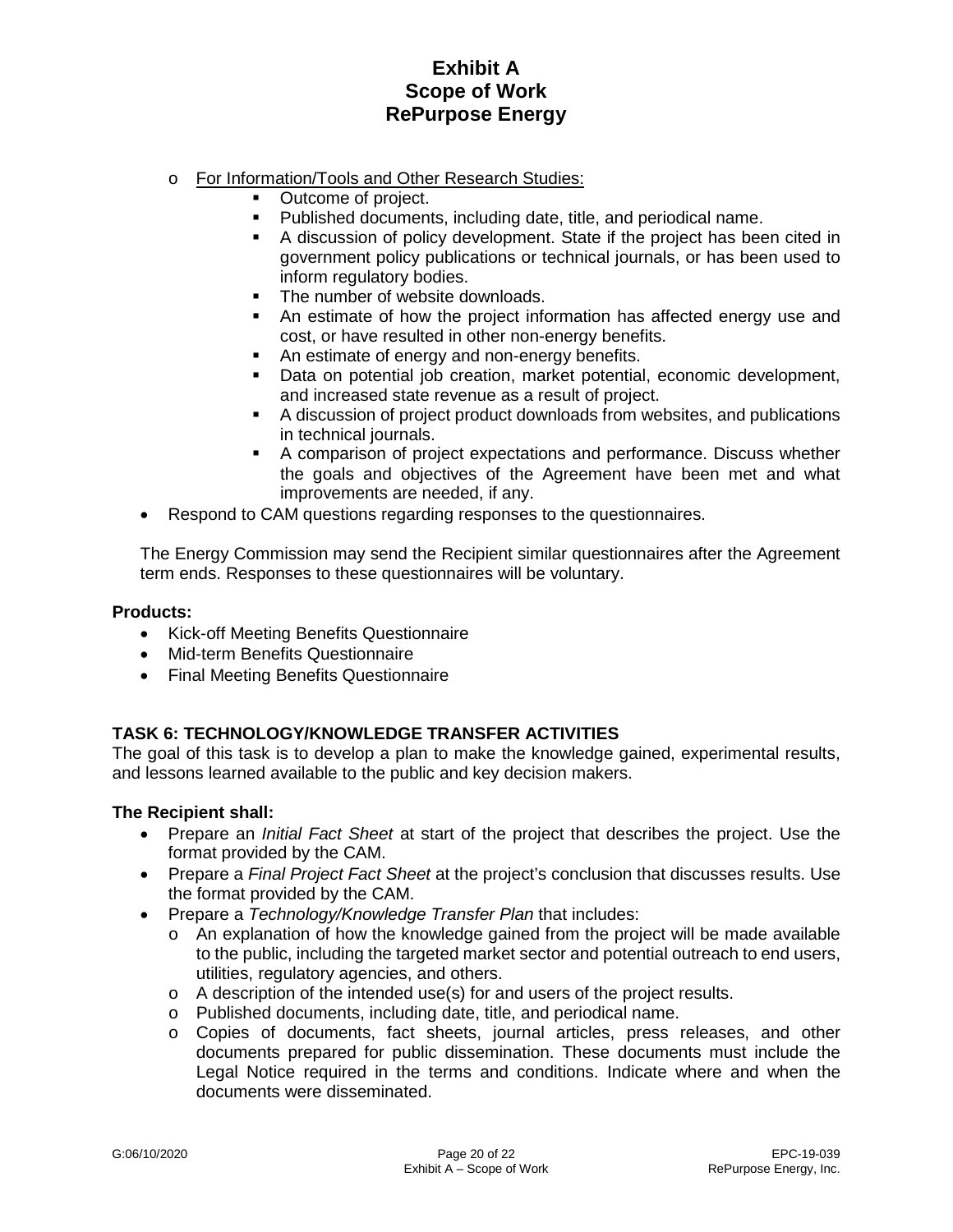- For Information/Tools and Other Research Studies:
  - Outcome of project.
  - Published documents, including date, title, and periodical name.
  - A discussion of policy development. State if the project has been cited in government policy publications or technical journals, or has been used to inform regulatory bodies.
  - The number of website downloads.
  - An estimate of how the project information has affected energy use and cost, or have resulted in other non-energy benefits.
  - An estimate of energy and non-energy benefits.
  - Data on potential job creation, market potential, economic development, and increased state revenue as a result of project.
  - A discussion of project product downloads from websites, and publications in technical journals.
  - A comparison of project expectations and performance. Discuss whether the goals and objectives of the Agreement have been met and what improvements are needed, if any.
- Respond to CAM questions regarding responses to the questionnaires.

The Energy Commission may send the Recipient similar questionnaires after the Agreement term ends. Responses to these questionnaires will be voluntary.

**Products:**

- Kick-off Meeting Benefits Questionnaire
- Mid-term Benefits Questionnaire
- Final Meeting Benefits Questionnaire

## TASK 6: TECHNOLOGY/KNOWLEDGE TRANSFER ACTIVITIES

The goal of this task is to develop a plan to make the knowledge gained, experimental results, and lessons learned available to the public and key decision makers.

**The Recipient shall:**

- Prepare an *Initial Fact Sheet* at start of the project that describes the project. Use the format provided by the CAM.
- Prepare a *Final Project Fact Sheet* at the project's conclusion that discusses results. Use the format provided by the CAM.
- Prepare a *Technology/Knowledge Transfer Plan* that includes:
  - An explanation of how the knowledge gained from the project will be made available to the public, including the targeted market sector and potential outreach to end users, utilities, regulatory agencies, and others.
  - A description of the intended use(s) for and users of the project results.
  - Published documents, including date, title, and periodical name.
  - Copies of documents, fact sheets, journal articles, press releases, and other documents prepared for public dissemination. These documents must include the Legal Notice required in the terms and conditions. Indicate where and when the documents were disseminated.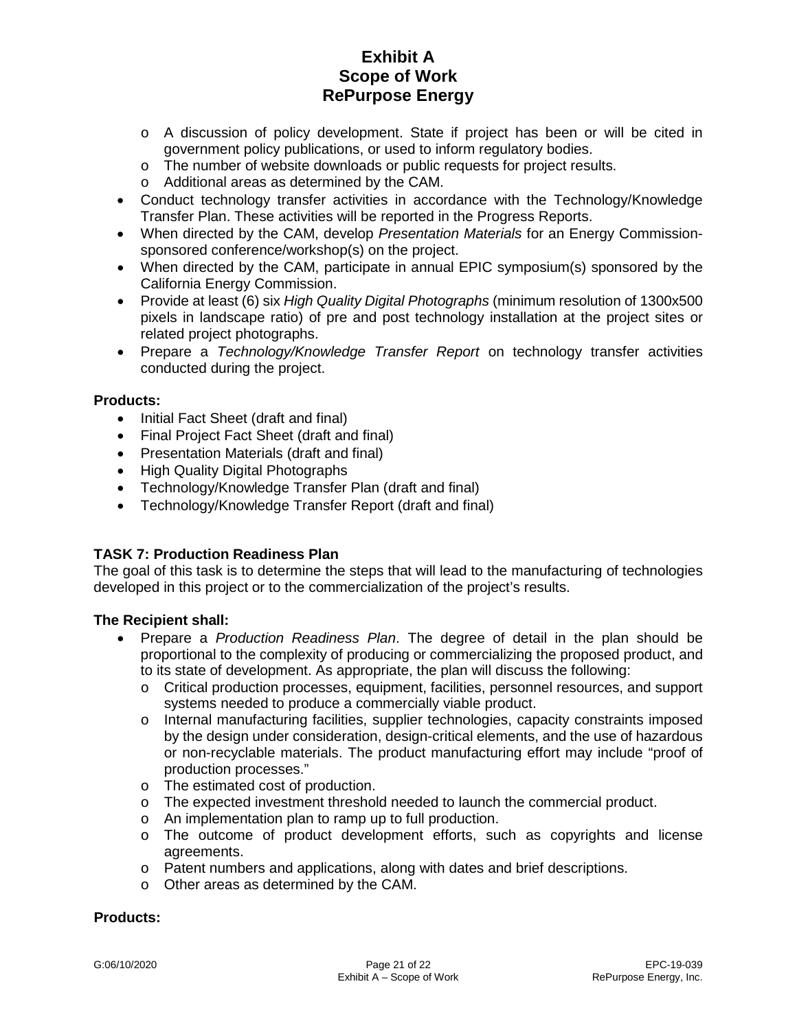- A discussion of policy development. State if project has been or will be cited in government policy publications, or used to inform regulatory bodies.
  - The number of website downloads or public requests for project results.
  - Additional areas as determined by the CAM.
- Conduct technology transfer activities in accordance with the Technology/Knowledge Transfer Plan. These activities will be reported in the Progress Reports.
- When directed by the CAM, develop *Presentation Materials* for an Energy Commission-sponsored conference/workshop(s) on the project.
- When directed by the CAM, participate in annual EPIC symposium(s) sponsored by the California Energy Commission.
- Provide at least (6) six *High Quality Digital Photographs* (minimum resolution of 1300x500 pixels in landscape ratio) of pre and post technology installation at the project sites or related project photographs.
- Prepare a *Technology/Knowledge Transfer Report* on technology transfer activities conducted during the project.

**Products:**

- Initial Fact Sheet (draft and final)
- Final Project Fact Sheet (draft and final)
- Presentation Materials (draft and final)
- High Quality Digital Photographs
- Technology/Knowledge Transfer Plan (draft and final)
- Technology/Knowledge Transfer Report (draft and final)

### TASK 7: Production Readiness Plan

The goal of this task is to determine the steps that will lead to the manufacturing of technologies developed in this project or to the commercialization of the project's results.

**The Recipient shall:**

- Prepare a *Production Readiness Plan*. The degree of detail in the plan should be proportional to the complexity of producing or commercializing the proposed product, and to its state of development. As appropriate, the plan will discuss the following:
  - Critical production processes, equipment, facilities, personnel resources, and support systems needed to produce a commercially viable product.
  - Internal manufacturing facilities, supplier technologies, capacity constraints imposed by the design under consideration, design-critical elements, and the use of hazardous or non-recyclable materials. The product manufacturing effort may include "proof of production processes."
  - The estimated cost of production.
  - The expected investment threshold needed to launch the commercial product.
  - An implementation plan to ramp up to full production.
  - The outcome of product development efforts, such as copyrights and license agreements.
  - Patent numbers and applications, along with dates and brief descriptions.
  - Other areas as determined by the CAM.

**Products:**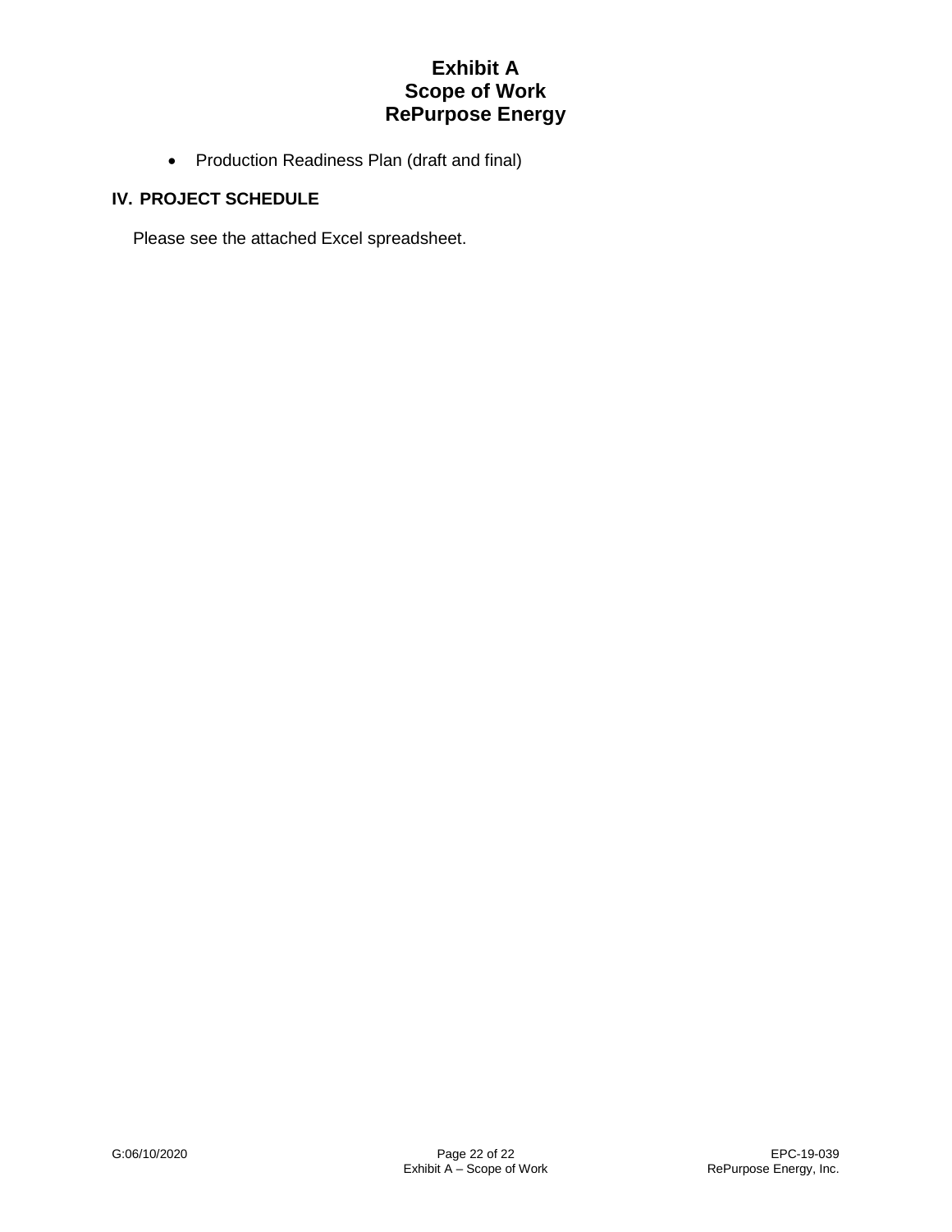- Production Readiness Plan (draft and final)

## IV. PROJECT SCHEDULE

Please see the attached Excel spreadsheet.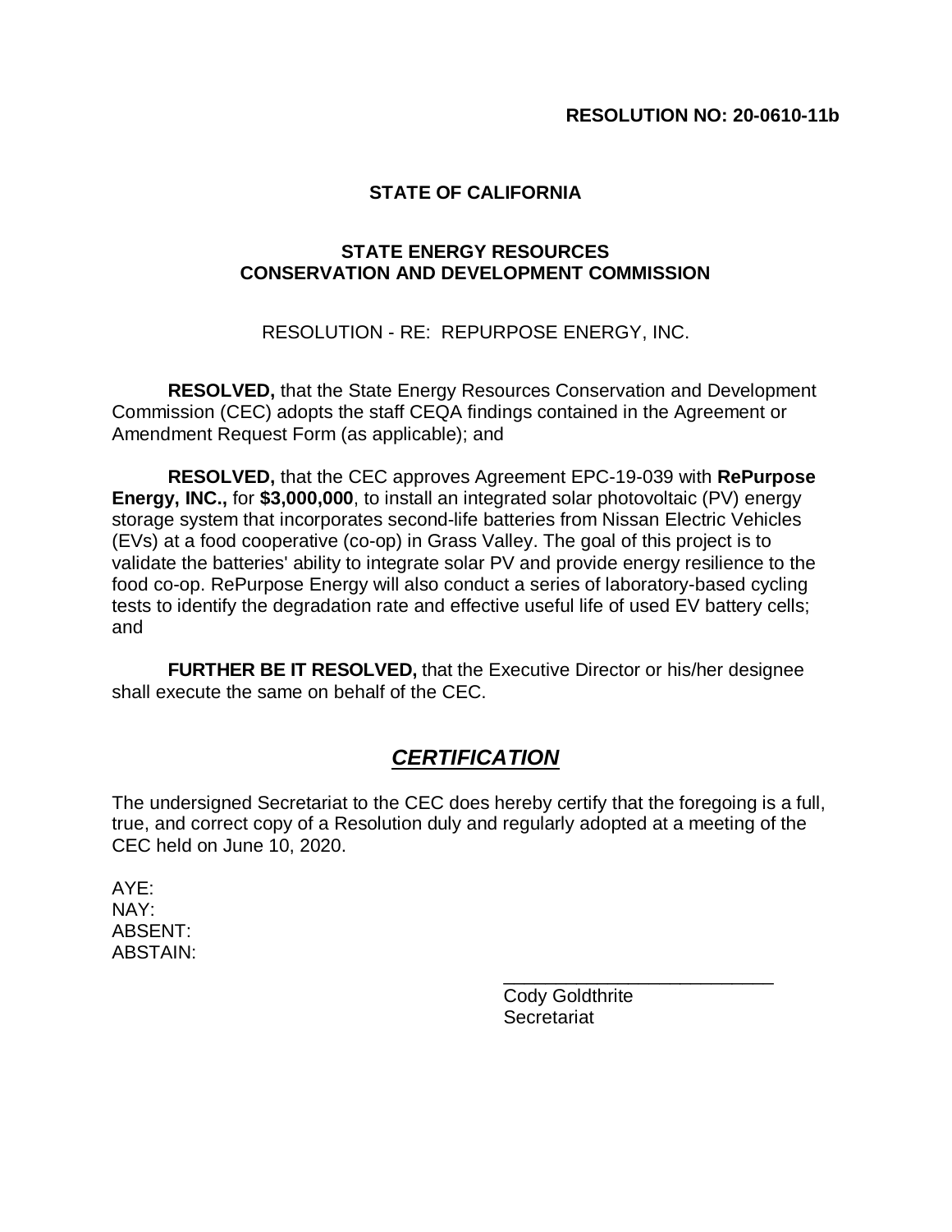**RESOLUTION NO: 20-0610-11b**

**STATE OF CALIFORNIA**

**STATE ENERGY RESOURCES CONSERVATION AND DEVELOPMENT COMMISSION**

RESOLUTION - RE: REPURPOSE ENERGY, INC.

**RESOLVED,** that the State Energy Resources Conservation and Development Commission (CEC) adopts the staff CEQA findings contained in the Agreement or Amendment Request Form (as applicable); and

**RESOLVED,** that the CEC approves Agreement EPC-19-039 with **RePurpose Energy, INC.,** for **$3,000,000**, to install an integrated solar photovoltaic (PV) energy storage system that incorporates second-life batteries from Nissan Electric Vehicles (EVs) at a food cooperative (co-op) in Grass Valley. The goal of this project is to validate the batteries' ability to integrate solar PV and provide energy resilience to the food co-op. RePurpose Energy will also conduct a series of laboratory-based cycling tests to identify the degradation rate and effective useful life of used EV battery cells; and

**FURTHER BE IT RESOLVED,** that the Executive Director or his/her designee shall execute the same on behalf of the CEC.

## ***CERTIFICATION***

The undersigned Secretariat to the CEC does hereby certify that the foregoing is a full, true, and correct copy of a Resolution duly and regularly adopted at a meeting of the CEC held on June 10, 2020.

AYE:
NAY:
ABSENT:
ABSTAIN:

\_\_\_\_\_\_\_\_\_\_\_\_\_\_\_\_\_\_\_\_\_\_\_\_\_\_
Cody Goldthrite
Secretariat